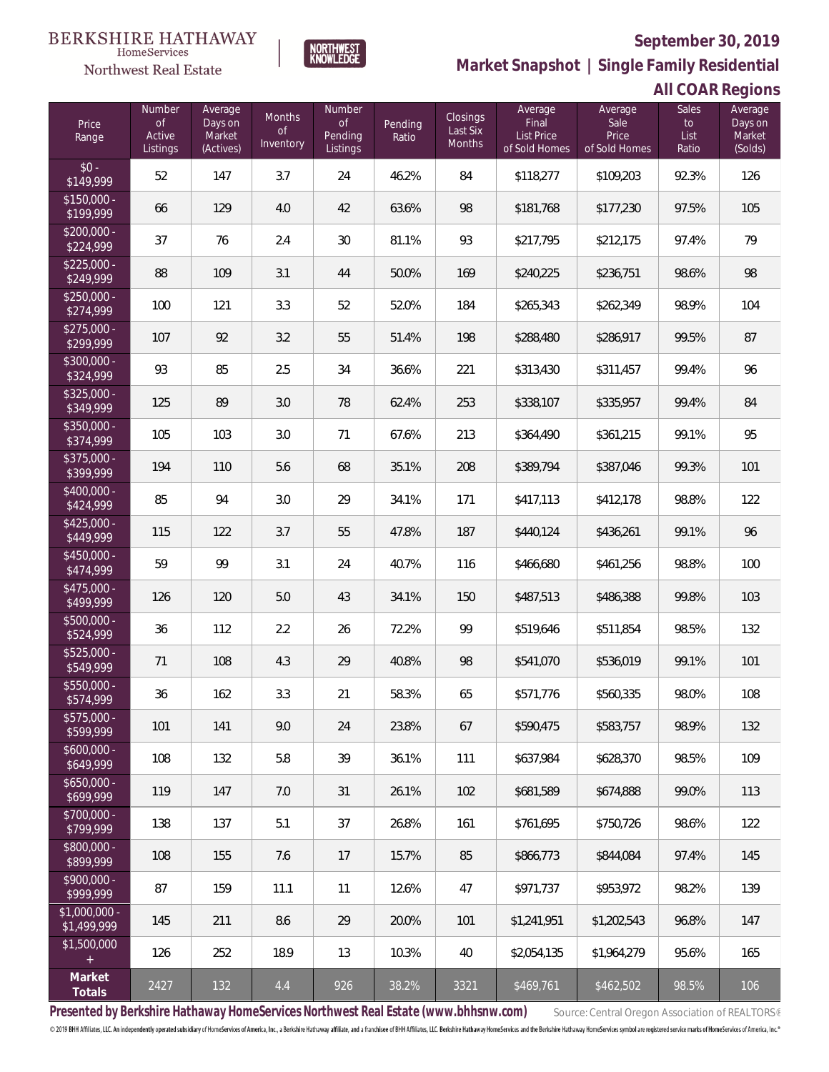BERKSHIRE HATHAWAY HomeServices Northwest Real Estate

NORTHWEST KNOWLEDGE

## September 30, 2019

## Market Snapshot | Single Family Residential

## All COAR Regions

| Price Range | Number of Active Listings | Average Days on Market (Actives) | Months of Inventory | Number of Pending Listings | Pending Ratio | Closings Last Six Months | Average Final List Price of Sold Homes | Average Sale Price of Sold Homes | Sales to List Ratio | Average Days on Market (Solds) |
|---|---|---|---|---|---|---|---|---|---|---|
| $0 - $149,999 | 52 | 147 | 3.7 | 24 | 46.2% | 84 | $118,277 | $109,203 | 92.3% | 126 |
| $150,000 - $199,999 | 66 | 129 | 4.0 | 42 | 63.6% | 98 | $181,768 | $177,230 | 97.5% | 105 |
| $200,000 - $224,999 | 37 | 76 | 2.4 | 30 | 81.1% | 93 | $217,795 | $212,175 | 97.4% | 79 |
| $225,000 - $249,999 | 88 | 109 | 3.1 | 44 | 50.0% | 169 | $240,225 | $236,751 | 98.6% | 98 |
| $250,000 - $274,999 | 100 | 121 | 3.3 | 52 | 52.0% | 184 | $265,343 | $262,349 | 98.9% | 104 |
| $275,000 - $299,999 | 107 | 92 | 3.2 | 55 | 51.4% | 198 | $288,480 | $286,917 | 99.5% | 87 |
| $300,000 - $324,999 | 93 | 85 | 2.5 | 34 | 36.6% | 221 | $313,430 | $311,457 | 99.4% | 96 |
| $325,000 - $349,999 | 125 | 89 | 3.0 | 78 | 62.4% | 253 | $338,107 | $335,957 | 99.4% | 84 |
| $350,000 - $374,999 | 105 | 103 | 3.0 | 71 | 67.6% | 213 | $364,490 | $361,215 | 99.1% | 95 |
| $375,000 - $399,999 | 194 | 110 | 5.6 | 68 | 35.1% | 208 | $389,794 | $387,046 | 99.3% | 101 |
| $400,000 - $424,999 | 85 | 94 | 3.0 | 29 | 34.1% | 171 | $417,113 | $412,178 | 98.8% | 122 |
| $425,000 - $449,999 | 115 | 122 | 3.7 | 55 | 47.8% | 187 | $440,124 | $436,261 | 99.1% | 96 |
| $450,000 - $474,999 | 59 | 99 | 3.1 | 24 | 40.7% | 116 | $466,680 | $461,256 | 98.8% | 100 |
| $475,000 - $499,999 | 126 | 120 | 5.0 | 43 | 34.1% | 150 | $487,513 | $486,388 | 99.8% | 103 |
| $500,000 - $524,999 | 36 | 112 | 2.2 | 26 | 72.2% | 99 | $519,646 | $511,854 | 98.5% | 132 |
| $525,000 - $549,999 | 71 | 108 | 4.3 | 29 | 40.8% | 98 | $541,070 | $536,019 | 99.1% | 101 |
| $550,000 - $574,999 | 36 | 162 | 3.3 | 21 | 58.3% | 65 | $571,776 | $560,335 | 98.0% | 108 |
| $575,000 - $599,999 | 101 | 141 | 9.0 | 24 | 23.8% | 67 | $590,475 | $583,757 | 98.9% | 132 |
| $600,000 - $649,999 | 108 | 132 | 5.8 | 39 | 36.1% | 111 | $637,984 | $628,370 | 98.5% | 109 |
| $650,000 - $699,999 | 119 | 147 | 7.0 | 31 | 26.1% | 102 | $681,589 | $674,888 | 99.0% | 113 |
| $700,000 - $799,999 | 138 | 137 | 5.1 | 37 | 26.8% | 161 | $761,695 | $750,726 | 98.6% | 122 |
| $800,000 - $899,999 | 108 | 155 | 7.6 | 17 | 15.7% | 85 | $866,773 | $844,084 | 97.4% | 145 |
| $900,000 - $999,999 | 87 | 159 | 11.1 | 11 | 12.6% | 47 | $971,737 | $953,972 | 98.2% | 139 |
| $1,000,000 - $1,499,999 | 145 | 211 | 8.6 | 29 | 20.0% | 101 | $1,241,951 | $1,202,543 | 96.8% | 147 |
| $1,500,000 + | 126 | 252 | 18.9 | 13 | 10.3% | 40 | $2,054,135 | $1,964,279 | 95.6% | 165 |
| **Market Totals** | 2427 | 132 | 4.4 | 926 | 38.2% | 3321 | $469,761 | $462,502 | 98.5% | 106 |

**Presented by Berkshire Hathaway HomeServices Northwest Real Estate (www.bhhsnw.com)** Source: Central Oregon Association of REALTORS®

© 2019 BHH Affiliates, LLC. An independently operated subsidiary of HomeServices of America, Inc., a Berkshire Hathaway affiliate, and a franchisee of BHH Affiliates, LLC. Berkshire Hathaway HomeServices and the Berkshire Hathaway HomeServices symbol are registered service marks of HomeServices of America, Inc.®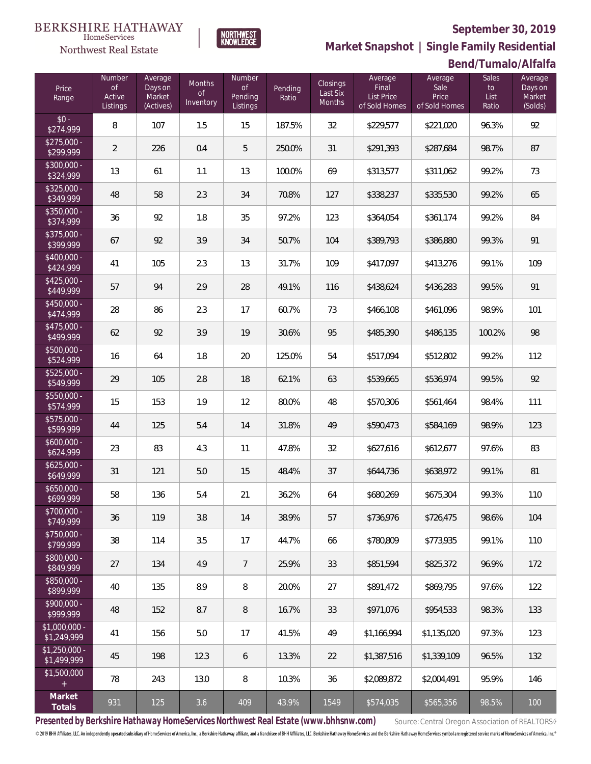BERKSHIRE HATHAWAY HomeServices Northwest Real Estate

NORTHWEST KNOWLEDGE

## September 30, 2019

## Market Snapshot | Single Family Residential

## Bend/Tumalo/Alfalfa

| Price Range | Number of Active Listings | Average Days on Market (Actives) | Months of Inventory | Number of Pending Listings | Pending Ratio | Closings Last Six Months | Average Final List Price of Sold Homes | Average Sale Price of Sold Homes | Sales to List Ratio | Average Days on Market (Solds) |
|---|---|---|---|---|---|---|---|---|---|---|
| $0 - $274,999 | 8 | 107 | 1.5 | 15 | 187.5% | 32 | $229,577 | $221,020 | 96.3% | 92 |
| $275,000 - $299,999 | 2 | 226 | 0.4 | 5 | 250.0% | 31 | $291,393 | $287,684 | 98.7% | 87 |
| $300,000 - $324,999 | 13 | 61 | 1.1 | 13 | 100.0% | 69 | $313,577 | $311,062 | 99.2% | 73 |
| $325,000 - $349,999 | 48 | 58 | 2.3 | 34 | 70.8% | 127 | $338,237 | $335,530 | 99.2% | 65 |
| $350,000 - $374,999 | 36 | 92 | 1.8 | 35 | 97.2% | 123 | $364,054 | $361,174 | 99.2% | 84 |
| $375,000 - $399,999 | 67 | 92 | 3.9 | 34 | 50.7% | 104 | $389,793 | $386,880 | 99.3% | 91 |
| $400,000 - $424,999 | 41 | 105 | 2.3 | 13 | 31.7% | 109 | $417,097 | $413,276 | 99.1% | 109 |
| $425,000 - $449,999 | 57 | 94 | 2.9 | 28 | 49.1% | 116 | $438,624 | $436,283 | 99.5% | 91 |
| $450,000 - $474,999 | 28 | 86 | 2.3 | 17 | 60.7% | 73 | $466,108 | $461,096 | 98.9% | 101 |
| $475,000 - $499,999 | 62 | 92 | 3.9 | 19 | 30.6% | 95 | $485,390 | $486,135 | 100.2% | 98 |
| $500,000 - $524,999 | 16 | 64 | 1.8 | 20 | 125.0% | 54 | $517,094 | $512,802 | 99.2% | 112 |
| $525,000 - $549,999 | 29 | 105 | 2.8 | 18 | 62.1% | 63 | $539,665 | $536,974 | 99.5% | 92 |
| $550,000 - $574,999 | 15 | 153 | 1.9 | 12 | 80.0% | 48 | $570,306 | $561,464 | 98.4% | 111 |
| $575,000 - $599,999 | 44 | 125 | 5.4 | 14 | 31.8% | 49 | $590,473 | $584,169 | 98.9% | 123 |
| $600,000 - $624,999 | 23 | 83 | 4.3 | 11 | 47.8% | 32 | $627,616 | $612,677 | 97.6% | 83 |
| $625,000 - $649,999 | 31 | 121 | 5.0 | 15 | 48.4% | 37 | $644,736 | $638,972 | 99.1% | 81 |
| $650,000 - $699,999 | 58 | 136 | 5.4 | 21 | 36.2% | 64 | $680,269 | $675,304 | 99.3% | 110 |
| $700,000 - $749,999 | 36 | 119 | 3.8 | 14 | 38.9% | 57 | $736,976 | $726,475 | 98.6% | 104 |
| $750,000 - $799,999 | 38 | 114 | 3.5 | 17 | 44.7% | 66 | $780,809 | $773,935 | 99.1% | 110 |
| $800,000 - $849,999 | 27 | 134 | 4.9 | 7 | 25.9% | 33 | $851,594 | $825,372 | 96.9% | 172 |
| $850,000 - $899,999 | 40 | 135 | 8.9 | 8 | 20.0% | 27 | $891,472 | $869,795 | 97.6% | 122 |
| $900,000 - $999,999 | 48 | 152 | 8.7 | 8 | 16.7% | 33 | $971,076 | $954,533 | 98.3% | 133 |
| $1,000,000 - $1,249,999 | 41 | 156 | 5.0 | 17 | 41.5% | 49 | $1,166,994 | $1,135,020 | 97.3% | 123 |
| $1,250,000 - $1,499,999 | 45 | 198 | 12.3 | 6 | 13.3% | 22 | $1,387,516 | $1,339,109 | 96.5% | 132 |
| $1,500,000 + | 78 | 243 | 13.0 | 8 | 10.3% | 36 | $2,089,872 | $2,004,491 | 95.9% | 146 |
| **Market Totals** | 931 | 125 | 3.6 | 409 | 43.9% | 1549 | $574,035 | $565,356 | 98.5% | 100 |

**Presented by Berkshire Hathaway HomeServices Northwest Real Estate (www.bhhsnw.com)** Source: Central Oregon Association of REALTORS®

© 2019 BHH Affiliates, LLC. An independently operated subsidiary of HomeServices of America, Inc., a Berkshire Hathaway affiliate, and a franchisee of BHH Affiliates, LLC. Berkshire Hathaway HomeServices and the Berkshire Hathaway HomeServices symbol are registered service marks of HomeServices of America, Inc.®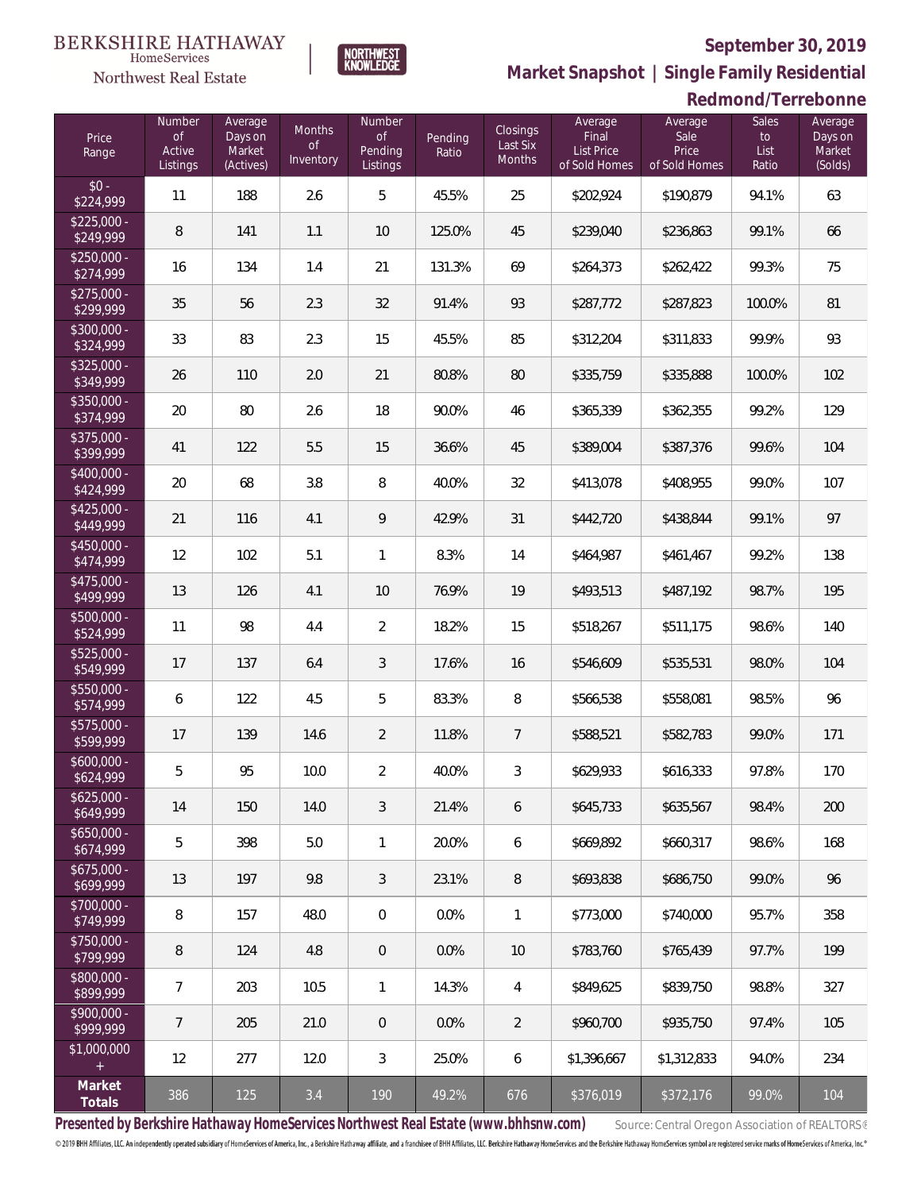BERKSHIRE HATHAWAY HomeServices Northwest Real Estate | NORTHWEST KNOWLEDGE

**September 30, 2019**

**Market Snapshot | Single Family Residential**

**Redmond/Terrebonne**

| Price Range | Number of Active Listings | Average Days on Market (Actives) | Months of Inventory | Number of Pending Listings | Pending Ratio | Closings Last Six Months | Average Final List Price of Sold Homes | Average Sale Price of Sold Homes | Sales to List Ratio | Average Days on Market (Solds) |
|---|---|---|---|---|---|---|---|---|---|---|
| $0 - $224,999 | 11 | 188 | 2.6 | 5 | 45.5% | 25 | $202,924 | $190,879 | 94.1% | 63 |
| $225,000 - $249,999 | 8 | 141 | 1.1 | 10 | 125.0% | 45 | $239,040 | $236,863 | 99.1% | 66 |
| $250,000 - $274,999 | 16 | 134 | 1.4 | 21 | 131.3% | 69 | $264,373 | $262,422 | 99.3% | 75 |
| $275,000 - $299,999 | 35 | 56 | 2.3 | 32 | 91.4% | 93 | $287,772 | $287,823 | 100.0% | 81 |
| $300,000 - $324,999 | 33 | 83 | 2.3 | 15 | 45.5% | 85 | $312,204 | $311,833 | 99.9% | 93 |
| $325,000 - $349,999 | 26 | 110 | 2.0 | 21 | 80.8% | 80 | $335,759 | $335,888 | 100.0% | 102 |
| $350,000 - $374,999 | 20 | 80 | 2.6 | 18 | 90.0% | 46 | $365,339 | $362,355 | 99.2% | 129 |
| $375,000 - $399,999 | 41 | 122 | 5.5 | 15 | 36.6% | 45 | $389,004 | $387,376 | 99.6% | 104 |
| $400,000 - $424,999 | 20 | 68 | 3.8 | 8 | 40.0% | 32 | $413,078 | $408,955 | 99.0% | 107 |
| $425,000 - $449,999 | 21 | 116 | 4.1 | 9 | 42.9% | 31 | $442,720 | $438,844 | 99.1% | 97 |
| $450,000 - $474,999 | 12 | 102 | 5.1 | 1 | 8.3% | 14 | $464,987 | $461,467 | 99.2% | 138 |
| $475,000 - $499,999 | 13 | 126 | 4.1 | 10 | 76.9% | 19 | $493,513 | $487,192 | 98.7% | 195 |
| $500,000 - $524,999 | 11 | 98 | 4.4 | 2 | 18.2% | 15 | $518,267 | $511,175 | 98.6% | 140 |
| $525,000 - $549,999 | 17 | 137 | 6.4 | 3 | 17.6% | 16 | $546,609 | $535,531 | 98.0% | 104 |
| $550,000 - $574,999 | 6 | 122 | 4.5 | 5 | 83.3% | 8 | $566,538 | $558,081 | 98.5% | 96 |
| $575,000 - $599,999 | 17 | 139 | 14.6 | 2 | 11.8% | 7 | $588,521 | $582,783 | 99.0% | 171 |
| $600,000 - $624,999 | 5 | 95 | 10.0 | 2 | 40.0% | 3 | $629,933 | $616,333 | 97.8% | 170 |
| $625,000 - $649,999 | 14 | 150 | 14.0 | 3 | 21.4% | 6 | $645,733 | $635,567 | 98.4% | 200 |
| $650,000 - $674,999 | 5 | 398 | 5.0 | 1 | 20.0% | 6 | $669,892 | $660,317 | 98.6% | 168 |
| $675,000 - $699,999 | 13 | 197 | 9.8 | 3 | 23.1% | 8 | $693,838 | $686,750 | 99.0% | 96 |
| $700,000 - $749,999 | 8 | 157 | 48.0 | 0 | 0.0% | 1 | $773,000 | $740,000 | 95.7% | 358 |
| $750,000 - $799,999 | 8 | 124 | 4.8 | 0 | 0.0% | 10 | $783,760 | $765,439 | 97.7% | 199 |
| $800,000 - $899,999 | 7 | 203 | 10.5 | 1 | 14.3% | 4 | $849,625 | $839,750 | 98.8% | 327 |
| $900,000 - $999,999 | 7 | 205 | 21.0 | 0 | 0.0% | 2 | $960,700 | $935,750 | 97.4% | 105 |
| $1,000,000 + | 12 | 277 | 12.0 | 3 | 25.0% | 6 | $1,396,667 | $1,312,833 | 94.0% | 234 |
| **Market Totals** | 386 | 125 | 3.4 | 190 | 49.2% | 676 | $376,019 | $372,176 | 99.0% | 104 |

**Presented by Berkshire Hathaway HomeServices Northwest Real Estate (www.bhhsnw.com)** Source: Central Oregon Association of REALTORS®

© 2019 BHH Affiliates, LLC. An independently operated subsidiary of HomeServices of America, Inc., a Berkshire Hathaway affiliate, and a franchisee of BHH Affiliates, LLC. Berkshire Hathaway HomeServices and the Berkshire Hathaway HomeServices symbol are registered service marks of HomeServices of America, Inc.®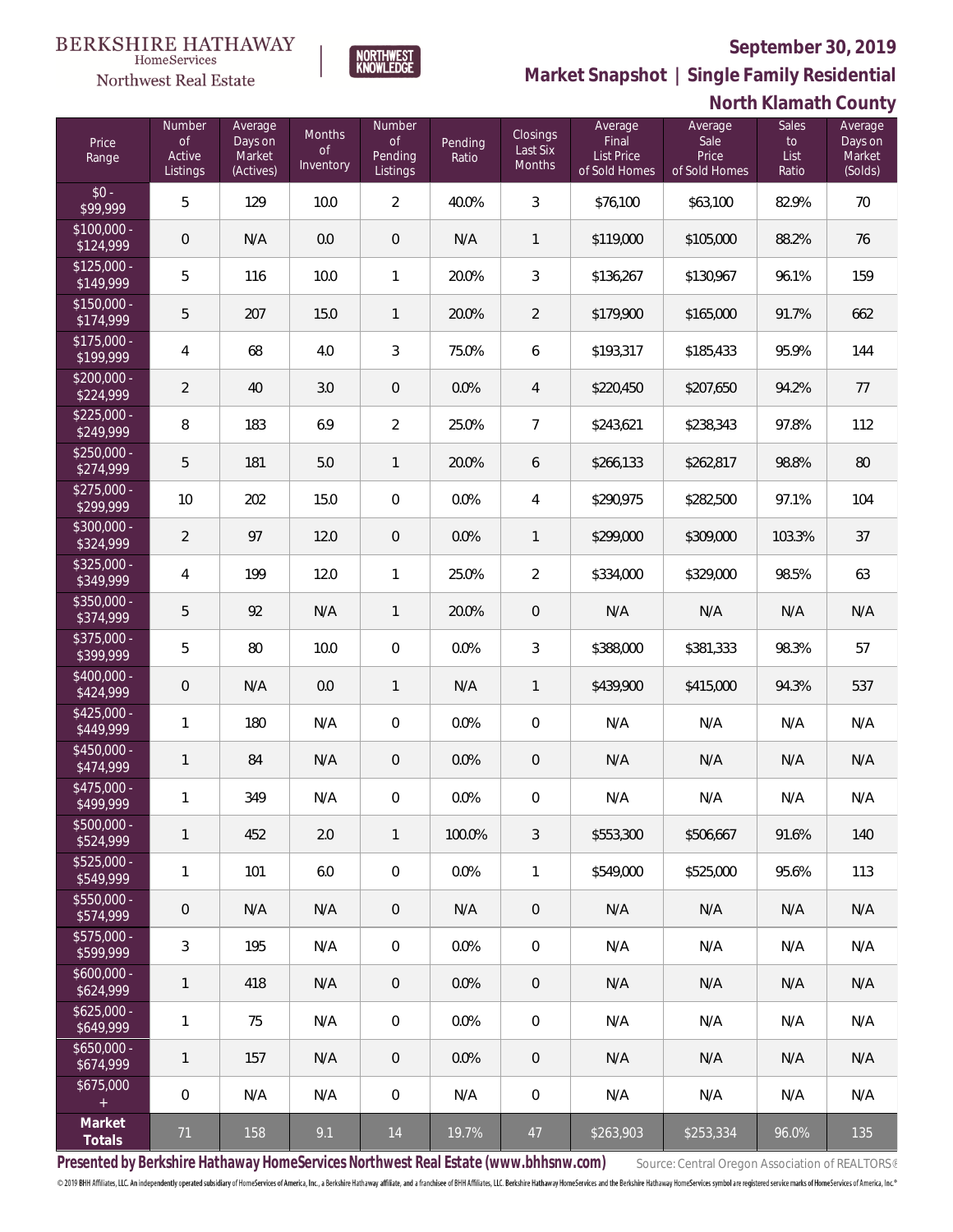BERKSHIRE HATHAWAY HomeServices

Northwest Real Estate

NORTHWEST KNOWLEDGE

**September 30, 2019**

## Market Snapshot | Single Family Residential

## North Klamath County

| Price Range | Number of Active Listings | Average Days on Market (Actives) | Months of Inventory | Number of Pending Listings | Pending Ratio | Closings Last Six Months | Average Final List Price of Sold Homes | Average Sale Price of Sold Homes | Sales to List Ratio | Average Days on Market (Solds) |
|---|---|---|---|---|---|---|---|---|---|---|
| $0 - $99,999 | 5 | 129 | 10.0 | 2 | 40.0% | 3 | $76,100 | $63,100 | 82.9% | 70 |
| $100,000 - $124,999 | 0 | N/A | 0.0 | 0 | N/A | 1 | $119,000 | $105,000 | 88.2% | 76 |
| $125,000 - $149,999 | 5 | 116 | 10.0 | 1 | 20.0% | 3 | $136,267 | $130,967 | 96.1% | 159 |
| $150,000 - $174,999 | 5 | 207 | 15.0 | 1 | 20.0% | 2 | $179,900 | $165,000 | 91.7% | 662 |
| $175,000 - $199,999 | 4 | 68 | 4.0 | 3 | 75.0% | 6 | $193,317 | $185,433 | 95.9% | 144 |
| $200,000 - $224,999 | 2 | 40 | 3.0 | 0 | 0.0% | 4 | $220,450 | $207,650 | 94.2% | 77 |
| $225,000 - $249,999 | 8 | 183 | 6.9 | 2 | 25.0% | 7 | $243,621 | $238,343 | 97.8% | 112 |
| $250,000 - $274,999 | 5 | 181 | 5.0 | 1 | 20.0% | 6 | $266,133 | $262,817 | 98.8% | 80 |
| $275,000 - $299,999 | 10 | 202 | 15.0 | 0 | 0.0% | 4 | $290,975 | $282,500 | 97.1% | 104 |
| $300,000 - $324,999 | 2 | 97 | 12.0 | 0 | 0.0% | 1 | $299,000 | $309,000 | 103.3% | 37 |
| $325,000 - $349,999 | 4 | 199 | 12.0 | 1 | 25.0% | 2 | $334,000 | $329,000 | 98.5% | 63 |
| $350,000 - $374,999 | 5 | 92 | N/A | 1 | 20.0% | 0 | N/A | N/A | N/A | N/A |
| $375,000 - $399,999 | 5 | 80 | 10.0 | 0 | 0.0% | 3 | $388,000 | $381,333 | 98.3% | 57 |
| $400,000 - $424,999 | 0 | N/A | 0.0 | 1 | N/A | 1 | $439,900 | $415,000 | 94.3% | 537 |
| $425,000 - $449,999 | 1 | 180 | N/A | 0 | 0.0% | 0 | N/A | N/A | N/A | N/A |
| $450,000 - $474,999 | 1 | 84 | N/A | 0 | 0.0% | 0 | N/A | N/A | N/A | N/A |
| $475,000 - $499,999 | 1 | 349 | N/A | 0 | 0.0% | 0 | N/A | N/A | N/A | N/A |
| $500,000 - $524,999 | 1 | 452 | 2.0 | 1 | 100.0% | 3 | $553,300 | $506,667 | 91.6% | 140 |
| $525,000 - $549,999 | 1 | 101 | 6.0 | 0 | 0.0% | 1 | $549,000 | $525,000 | 95.6% | 113 |
| $550,000 - $574,999 | 0 | N/A | N/A | 0 | N/A | 0 | N/A | N/A | N/A | N/A |
| $575,000 - $599,999 | 3 | 195 | N/A | 0 | 0.0% | 0 | N/A | N/A | N/A | N/A |
| $600,000 - $624,999 | 1 | 418 | N/A | 0 | 0.0% | 0 | N/A | N/A | N/A | N/A |
| $625,000 - $649,999 | 1 | 75 | N/A | 0 | 0.0% | 0 | N/A | N/A | N/A | N/A |
| $650,000 - $674,999 | 1 | 157 | N/A | 0 | 0.0% | 0 | N/A | N/A | N/A | N/A |
| $675,000 + | 0 | N/A | N/A | 0 | N/A | 0 | N/A | N/A | N/A | N/A |
| **Market Totals** | 71 | 158 | 9.1 | 14 | 19.7% | 47 | $263,903 | $253,334 | 96.0% | 135 |

**Presented by Berkshire Hathaway HomeServices Northwest Real Estate (www.bhhsnw.com)** Source: Central Oregon Association of REALTORS®

© 2019 BHH Affiliates, LLC. An independently operated subsidiary of HomeServices of America, Inc., a Berkshire Hathaway affiliate, and a franchisee of BHH Affiliates, LLC. Berkshire Hathaway HomeServices and the Berkshire Hathaway HomeServices symbol are registered service marks of HomeServices of America, Inc.®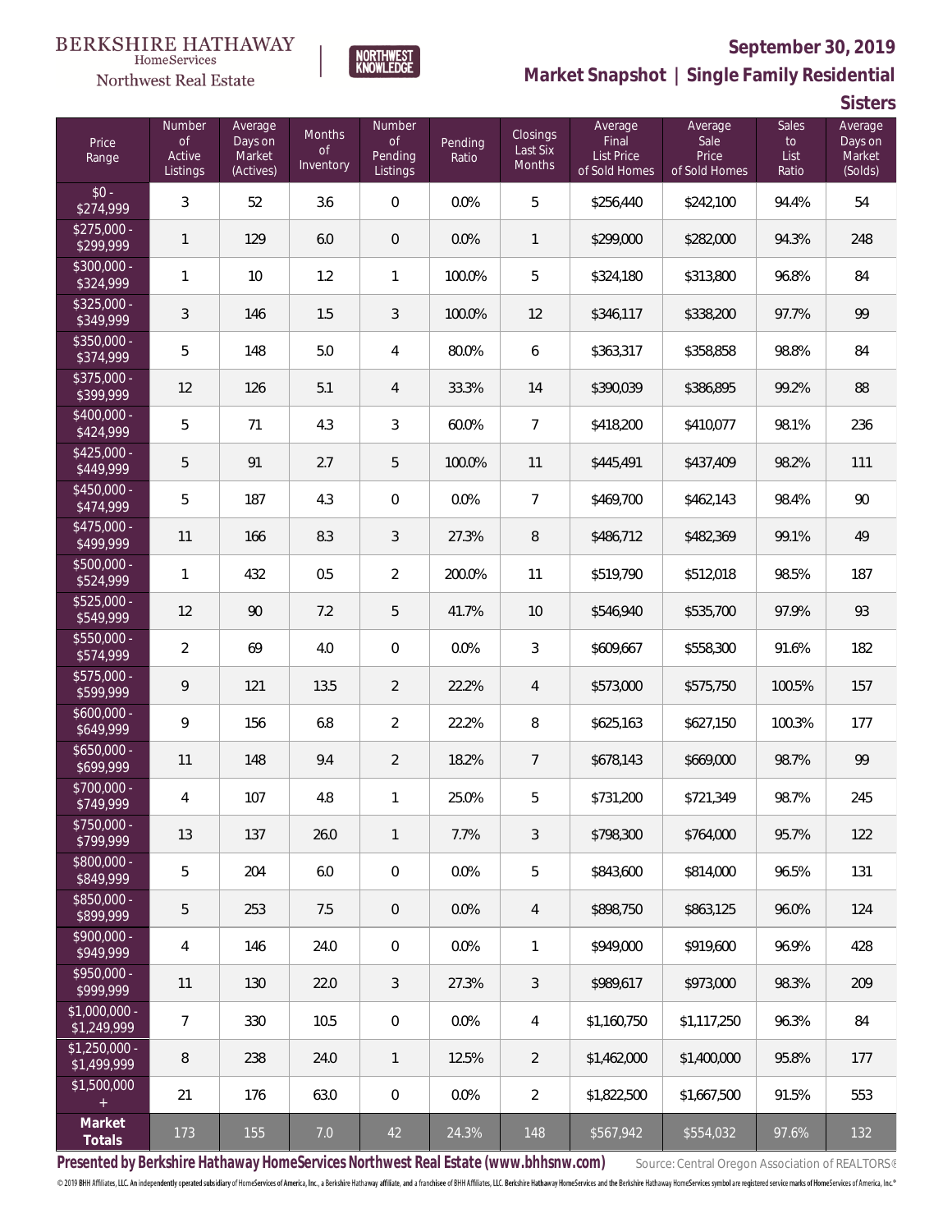BERKSHIRE HATHAWAY HomeServices Northwest Real Estate | NORTHWEST KNOWLEDGE

## September 30, 2019

## Market Snapshot | Single Family Residential

### Sisters

| Price Range | Number of Active Listings | Average Days on Market (Actives) | Months of Inventory | Number of Pending Listings | Pending Ratio | Closings Last Six Months | Average Final List Price of Sold Homes | Average Sale Price of Sold Homes | Sales to List Ratio | Average Days on Market (Solds) |
|---|---|---|---|---|---|---|---|---|---|---|
| $0 - $274,999 | 3 | 52 | 3.6 | 0 | 0.0% | 5 | $256,440 | $242,100 | 94.4% | 54 |
| $275,000 - $299,999 | 1 | 129 | 6.0 | 0 | 0.0% | 1 | $299,000 | $282,000 | 94.3% | 248 |
| $300,000 - $324,999 | 1 | 10 | 1.2 | 1 | 100.0% | 5 | $324,180 | $313,800 | 96.8% | 84 |
| $325,000 - $349,999 | 3 | 146 | 1.5 | 3 | 100.0% | 12 | $346,117 | $338,200 | 97.7% | 99 |
| $350,000 - $374,999 | 5 | 148 | 5.0 | 4 | 80.0% | 6 | $363,317 | $358,858 | 98.8% | 84 |
| $375,000 - $399,999 | 12 | 126 | 5.1 | 4 | 33.3% | 14 | $390,039 | $386,895 | 99.2% | 88 |
| $400,000 - $424,999 | 5 | 71 | 4.3 | 3 | 60.0% | 7 | $418,200 | $410,077 | 98.1% | 236 |
| $425,000 - $449,999 | 5 | 91 | 2.7 | 5 | 100.0% | 11 | $445,491 | $437,409 | 98.2% | 111 |
| $450,000 - $474,999 | 5 | 187 | 4.3 | 0 | 0.0% | 7 | $469,700 | $462,143 | 98.4% | 90 |
| $475,000 - $499,999 | 11 | 166 | 8.3 | 3 | 27.3% | 8 | $486,712 | $482,369 | 99.1% | 49 |
| $500,000 - $524,999 | 1 | 432 | 0.5 | 2 | 200.0% | 11 | $519,790 | $512,018 | 98.5% | 187 |
| $525,000 - $549,999 | 12 | 90 | 7.2 | 5 | 41.7% | 10 | $546,940 | $535,700 | 97.9% | 93 |
| $550,000 - $574,999 | 2 | 69 | 4.0 | 0 | 0.0% | 3 | $609,667 | $558,300 | 91.6% | 182 |
| $575,000 - $599,999 | 9 | 121 | 13.5 | 2 | 22.2% | 4 | $573,000 | $575,750 | 100.5% | 157 |
| $600,000 - $649,999 | 9 | 156 | 6.8 | 2 | 22.2% | 8 | $625,163 | $627,150 | 100.3% | 177 |
| $650,000 - $699,999 | 11 | 148 | 9.4 | 2 | 18.2% | 7 | $678,143 | $669,000 | 98.7% | 99 |
| $700,000 - $749,999 | 4 | 107 | 4.8 | 1 | 25.0% | 5 | $731,200 | $721,349 | 98.7% | 245 |
| $750,000 - $799,999 | 13 | 137 | 26.0 | 1 | 7.7% | 3 | $798,300 | $764,000 | 95.7% | 122 |
| $800,000 - $849,999 | 5 | 204 | 6.0 | 0 | 0.0% | 5 | $843,600 | $814,000 | 96.5% | 131 |
| $850,000 - $899,999 | 5 | 253 | 7.5 | 0 | 0.0% | 4 | $898,750 | $863,125 | 96.0% | 124 |
| $900,000 - $949,999 | 4 | 146 | 24.0 | 0 | 0.0% | 1 | $949,000 | $919,600 | 96.9% | 428 |
| $950,000 - $999,999 | 11 | 130 | 22.0 | 3 | 27.3% | 3 | $989,617 | $973,000 | 98.3% | 209 |
| $1,000,000 - $1,249,999 | 7 | 330 | 10.5 | 0 | 0.0% | 4 | $1,160,750 | $1,117,250 | 96.3% | 84 |
| $1,250,000 - $1,499,999 | 8 | 238 | 24.0 | 1 | 12.5% | 2 | $1,462,000 | $1,400,000 | 95.8% | 177 |
| $1,500,000 + | 21 | 176 | 63.0 | 0 | 0.0% | 2 | $1,822,500 | $1,667,500 | 91.5% | 553 |
| **Market Totals** | 173 | 155 | 7.0 | 42 | 24.3% | 148 | $567,942 | $554,032 | 97.6% | 132 |

**Presented by Berkshire Hathaway HomeServices Northwest Real Estate (www.bhhsnw.com)** Source: Central Oregon Association of REALTORS®

© 2019 BHH Affiliates, LLC. An independently operated subsidiary of HomeServices of America, Inc., a Berkshire Hathaway affiliate, and a franchisee of BHH Affiliates, LLC. Berkshire Hathaway HomeServices and the Berkshire Hathaway HomeServices symbol are registered service marks of HomeServices of America, Inc.®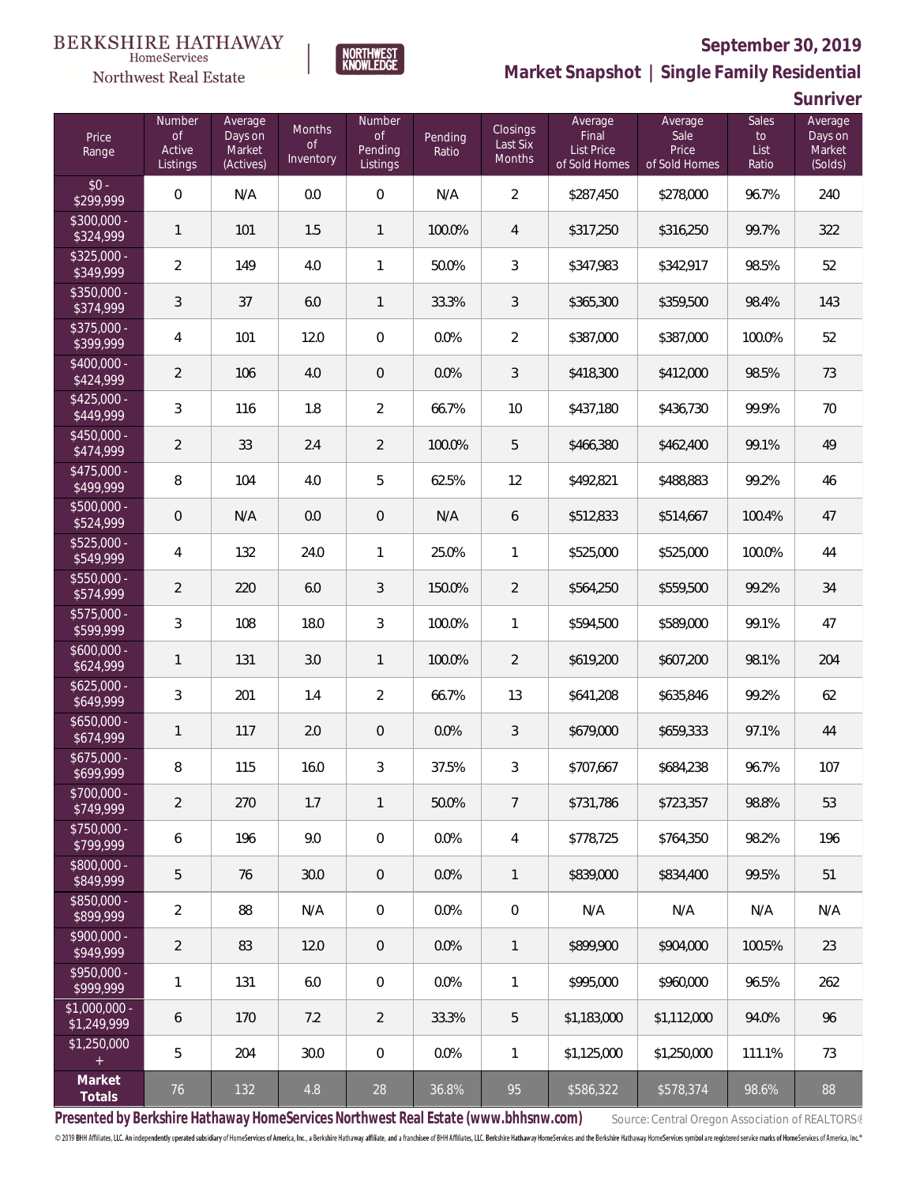BERKSHIRE HATHAWAY HomeServices Northwest Real Estate

NORTHWEST KNOWLEDGE

# September 30, 2019

## Market Snapshot | Single Family Residential

### Sunriver

| Price Range | Number of Active Listings | Average Days on Market (Actives) | Months of Inventory | Number of Pending Listings | Pending Ratio | Closings Last Six Months | Average Final List Price of Sold Homes | Average Sale Price of Sold Homes | Sales to List Ratio | Average Days on Market (Solds) |
|---|---|---|---|---|---|---|---|---|---|---|
| $0 - $299,999 | 0 | N/A | 0.0 | 0 | N/A | 2 | $287,450 | $278,000 | 96.7% | 240 |
| $300,000 - $324,999 | 1 | 101 | 1.5 | 1 | 100.0% | 4 | $317,250 | $316,250 | 99.7% | 322 |
| $325,000 - $349,999 | 2 | 149 | 4.0 | 1 | 50.0% | 3 | $347,983 | $342,917 | 98.5% | 52 |
| $350,000 - $374,999 | 3 | 37 | 6.0 | 1 | 33.3% | 3 | $365,300 | $359,500 | 98.4% | 143 |
| $375,000 - $399,999 | 4 | 101 | 12.0 | 0 | 0.0% | 2 | $387,000 | $387,000 | 100.0% | 52 |
| $400,000 - $424,999 | 2 | 106 | 4.0 | 0 | 0.0% | 3 | $418,300 | $412,000 | 98.5% | 73 |
| $425,000 - $449,999 | 3 | 116 | 1.8 | 2 | 66.7% | 10 | $437,180 | $436,730 | 99.9% | 70 |
| $450,000 - $474,999 | 2 | 33 | 2.4 | 2 | 100.0% | 5 | $466,380 | $462,400 | 99.1% | 49 |
| $475,000 - $499,999 | 8 | 104 | 4.0 | 5 | 62.5% | 12 | $492,821 | $488,883 | 99.2% | 46 |
| $500,000 - $524,999 | 0 | N/A | 0.0 | 0 | N/A | 6 | $512,833 | $514,667 | 100.4% | 47 |
| $525,000 - $549,999 | 4 | 132 | 24.0 | 1 | 25.0% | 1 | $525,000 | $525,000 | 100.0% | 44 |
| $550,000 - $574,999 | 2 | 220 | 6.0 | 3 | 150.0% | 2 | $564,250 | $559,500 | 99.2% | 34 |
| $575,000 - $599,999 | 3 | 108 | 18.0 | 3 | 100.0% | 1 | $594,500 | $589,000 | 99.1% | 47 |
| $600,000 - $624,999 | 1 | 131 | 3.0 | 1 | 100.0% | 2 | $619,200 | $607,200 | 98.1% | 204 |
| $625,000 - $649,999 | 3 | 201 | 1.4 | 2 | 66.7% | 13 | $641,208 | $635,846 | 99.2% | 62 |
| $650,000 - $674,999 | 1 | 117 | 2.0 | 0 | 0.0% | 3 | $679,000 | $659,333 | 97.1% | 44 |
| $675,000 - $699,999 | 8 | 115 | 16.0 | 3 | 37.5% | 3 | $707,667 | $684,238 | 96.7% | 107 |
| $700,000 - $749,999 | 2 | 270 | 1.7 | 1 | 50.0% | 7 | $731,786 | $723,357 | 98.8% | 53 |
| $750,000 - $799,999 | 6 | 196 | 9.0 | 0 | 0.0% | 4 | $778,725 | $764,350 | 98.2% | 196 |
| $800,000 - $849,999 | 5 | 76 | 30.0 | 0 | 0.0% | 1 | $839,000 | $834,400 | 99.5% | 51 |
| $850,000 - $899,999 | 2 | 88 | N/A | 0 | 0.0% | 0 | N/A | N/A | N/A | N/A |
| $900,000 - $949,999 | 2 | 83 | 12.0 | 0 | 0.0% | 1 | $899,900 | $904,000 | 100.5% | 23 |
| $950,000 - $999,999 | 1 | 131 | 6.0 | 0 | 0.0% | 1 | $995,000 | $960,000 | 96.5% | 262 |
| $1,000,000 - $1,249,999 | 6 | 170 | 7.2 | 2 | 33.3% | 5 | $1,183,000 | $1,112,000 | 94.0% | 96 |
| $1,250,000 + | 5 | 204 | 30.0 | 0 | 0.0% | 1 | $1,125,000 | $1,250,000 | 111.1% | 73 |
| **Market Totals** | 76 | 132 | 4.8 | 28 | 36.8% | 95 | $586,322 | $578,374 | 98.6% | 88 |

**Presented by Berkshire Hathaway HomeServices Northwest Real Estate (www.bhhsnw.com)** Source: Central Oregon Association of REALTORS®

© 2019 BHH Affiliates, LLC. An independently operated subsidiary of HomeServices of America, Inc., a Berkshire Hathaway affiliate, and a franchisee of BHH Affiliates, LLC. Berkshire Hathaway HomeServices and the Berkshire Hathaway HomeServices symbol are registered service marks of HomeServices of America, Inc.®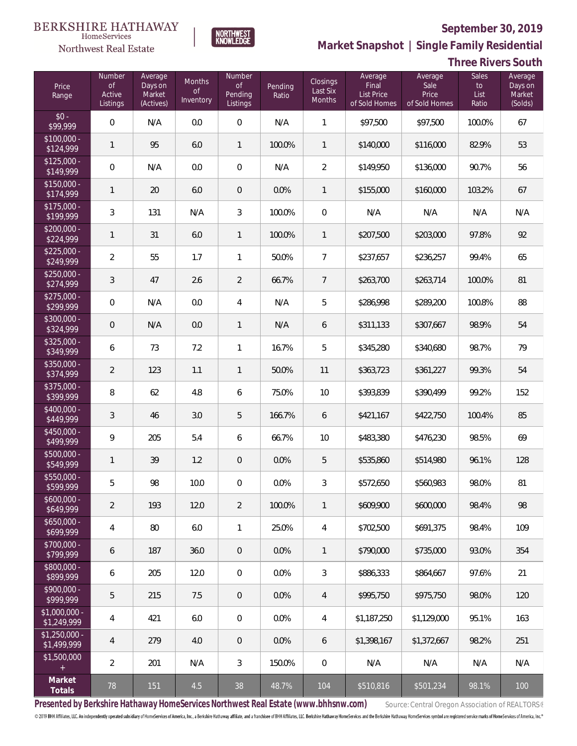BERKSHIRE HATHAWAY HomeServices Northwest Real Estate

NORTHWEST KNOWLEDGE

# September 30, 2019

## Market Snapshot | Single Family Residential

### Three Rivers South

| Price Range | Number of Active Listings | Average Days on Market (Actives) | Months of Inventory | Number of Pending Listings | Pending Ratio | Closings Last Six Months | Average Final List Price of Sold Homes | Average Sale Price of Sold Homes | Sales to List Ratio | Average Days on Market (Solds) |
|---|---|---|---|---|---|---|---|---|---|---|
| $0 - $99,999 | 0 | N/A | 0.0 | 0 | N/A | 1 | $97,500 | $97,500 | 100.0% | 67 |
| $100,000 - $124,999 | 1 | 95 | 6.0 | 1 | 100.0% | 1 | $140,000 | $116,000 | 82.9% | 53 |
| $125,000 - $149,999 | 0 | N/A | 0.0 | 0 | N/A | 2 | $149,950 | $136,000 | 90.7% | 56 |
| $150,000 - $174,999 | 1 | 20 | 6.0 | 0 | 0.0% | 1 | $155,000 | $160,000 | 103.2% | 67 |
| $175,000 - $199,999 | 3 | 131 | N/A | 3 | 100.0% | 0 | N/A | N/A | N/A | N/A |
| $200,000 - $224,999 | 1 | 31 | 6.0 | 1 | 100.0% | 1 | $207,500 | $203,000 | 97.8% | 92 |
| $225,000 - $249,999 | 2 | 55 | 1.7 | 1 | 50.0% | 7 | $237,657 | $236,257 | 99.4% | 65 |
| $250,000 - $274,999 | 3 | 47 | 2.6 | 2 | 66.7% | 7 | $263,700 | $263,714 | 100.0% | 81 |
| $275,000 - $299,999 | 0 | N/A | 0.0 | 4 | N/A | 5 | $286,998 | $289,200 | 100.8% | 88 |
| $300,000 - $324,999 | 0 | N/A | 0.0 | 1 | N/A | 6 | $311,133 | $307,667 | 98.9% | 54 |
| $325,000 - $349,999 | 6 | 73 | 7.2 | 1 | 16.7% | 5 | $345,280 | $340,680 | 98.7% | 79 |
| $350,000 - $374,999 | 2 | 123 | 1.1 | 1 | 50.0% | 11 | $363,723 | $361,227 | 99.3% | 54 |
| $375,000 - $399,999 | 8 | 62 | 4.8 | 6 | 75.0% | 10 | $393,839 | $390,499 | 99.2% | 152 |
| $400,000 - $449,999 | 3 | 46 | 3.0 | 5 | 166.7% | 6 | $421,167 | $422,750 | 100.4% | 85 |
| $450,000 - $499,999 | 9 | 205 | 5.4 | 6 | 66.7% | 10 | $483,380 | $476,230 | 98.5% | 69 |
| $500,000 - $549,999 | 1 | 39 | 1.2 | 0 | 0.0% | 5 | $535,860 | $514,980 | 96.1% | 128 |
| $550,000 - $599,999 | 5 | 98 | 10.0 | 0 | 0.0% | 3 | $572,650 | $560,983 | 98.0% | 81 |
| $600,000 - $649,999 | 2 | 193 | 12.0 | 2 | 100.0% | 1 | $609,900 | $600,000 | 98.4% | 98 |
| $650,000 - $699,999 | 4 | 80 | 6.0 | 1 | 25.0% | 4 | $702,500 | $691,375 | 98.4% | 109 |
| $700,000 - $799,999 | 6 | 187 | 36.0 | 0 | 0.0% | 1 | $790,000 | $735,000 | 93.0% | 354 |
| $800,000 - $899,999 | 6 | 205 | 12.0 | 0 | 0.0% | 3 | $886,333 | $864,667 | 97.6% | 21 |
| $900,000 - $999,999 | 5 | 215 | 7.5 | 0 | 0.0% | 4 | $995,750 | $975,750 | 98.0% | 120 |
| $1,000,000 - $1,249,999 | 4 | 421 | 6.0 | 0 | 0.0% | 4 | $1,187,250 | $1,129,000 | 95.1% | 163 |
| $1,250,000 - $1,499,999 | 4 | 279 | 4.0 | 0 | 0.0% | 6 | $1,398,167 | $1,372,667 | 98.2% | 251 |
| $1,500,000 + | 2 | 201 | N/A | 3 | 150.0% | 0 | N/A | N/A | N/A | N/A |
| **Market Totals** | 78 | 151 | 4.5 | 38 | 48.7% | 104 | $510,816 | $501,234 | 98.1% | 100 |

**Presented by Berkshire Hathaway HomeServices Northwest Real Estate (www.bhhsnw.com)** Source: Central Oregon Association of REALTORS®

© 2019 BHH Affiliates, LLC. An independently operated subsidiary of HomeServices of America, Inc., a Berkshire Hathaway affiliate, and a franchisee of BHH Affiliates, LLC. Berkshire Hathaway HomeServices and the Berkshire Hathaway HomeServices symbol are registered service marks of HomeServices of America, Inc.®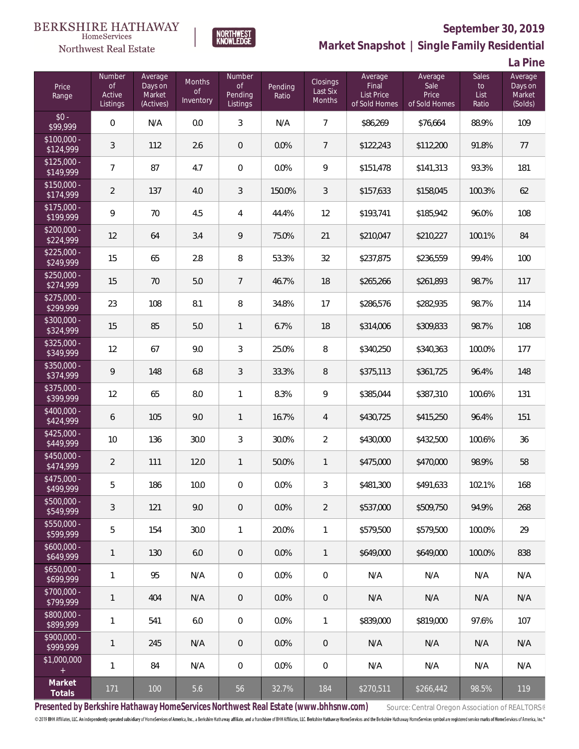BERKSHIRE HATHAWAY HomeServices Northwest Real Estate | NORTHWEST KNOWLEDGE

**September 30, 2019**

**Market Snapshot | Single Family Residential**

**La Pine**

| Price Range | Number of Active Listings | Average Days on Market (Actives) | Months of Inventory | Number of Pending Listings | Pending Ratio | Closings Last Six Months | Average Final List Price of Sold Homes | Average Sale Price of Sold Homes | Sales to List Ratio | Average Days on Market (Solds) |
|---|---|---|---|---|---|---|---|---|---|---|
| $0 - $99,999 | 0 | N/A | 0.0 | 3 | N/A | 7 | $86,269 | $76,664 | 88.9% | 109 |
| $100,000 - $124,999 | 3 | 112 | 2.6 | 0 | 0.0% | 7 | $122,243 | $112,200 | 91.8% | 77 |
| $125,000 - $149,999 | 7 | 87 | 4.7 | 0 | 0.0% | 9 | $151,478 | $141,313 | 93.3% | 181 |
| $150,000 - $174,999 | 2 | 137 | 4.0 | 3 | 150.0% | 3 | $157,633 | $158,045 | 100.3% | 62 |
| $175,000 - $199,999 | 9 | 70 | 4.5 | 4 | 44.4% | 12 | $193,741 | $185,942 | 96.0% | 108 |
| $200,000 - $224,999 | 12 | 64 | 3.4 | 9 | 75.0% | 21 | $210,047 | $210,227 | 100.1% | 84 |
| $225,000 - $249,999 | 15 | 65 | 2.8 | 8 | 53.3% | 32 | $237,875 | $236,559 | 99.4% | 100 |
| $250,000 - $274,999 | 15 | 70 | 5.0 | 7 | 46.7% | 18 | $265,266 | $261,893 | 98.7% | 117 |
| $275,000 - $299,999 | 23 | 108 | 8.1 | 8 | 34.8% | 17 | $286,576 | $282,935 | 98.7% | 114 |
| $300,000 - $324,999 | 15 | 85 | 5.0 | 1 | 6.7% | 18 | $314,006 | $309,833 | 98.7% | 108 |
| $325,000 - $349,999 | 12 | 67 | 9.0 | 3 | 25.0% | 8 | $340,250 | $340,363 | 100.0% | 177 |
| $350,000 - $374,999 | 9 | 148 | 6.8 | 3 | 33.3% | 8 | $375,113 | $361,725 | 96.4% | 148 |
| $375,000 - $399,999 | 12 | 65 | 8.0 | 1 | 8.3% | 9 | $385,044 | $387,310 | 100.6% | 131 |
| $400,000 - $424,999 | 6 | 105 | 9.0 | 1 | 16.7% | 4 | $430,725 | $415,250 | 96.4% | 151 |
| $425,000 - $449,999 | 10 | 136 | 30.0 | 3 | 30.0% | 2 | $430,000 | $432,500 | 100.6% | 36 |
| $450,000 - $474,999 | 2 | 111 | 12.0 | 1 | 50.0% | 1 | $475,000 | $470,000 | 98.9% | 58 |
| $475,000 - $499,999 | 5 | 186 | 10.0 | 0 | 0.0% | 3 | $481,300 | $491,633 | 102.1% | 168 |
| $500,000 - $549,999 | 3 | 121 | 9.0 | 0 | 0.0% | 2 | $537,000 | $509,750 | 94.9% | 268 |
| $550,000 - $599,999 | 5 | 154 | 30.0 | 1 | 20.0% | 1 | $579,500 | $579,500 | 100.0% | 29 |
| $600,000 - $649,999 | 1 | 130 | 6.0 | 0 | 0.0% | 1 | $649,000 | $649,000 | 100.0% | 838 |
| $650,000 - $699,999 | 1 | 95 | N/A | 0 | 0.0% | 0 | N/A | N/A | N/A | N/A |
| $700,000 - $799,999 | 1 | 404 | N/A | 0 | 0.0% | 0 | N/A | N/A | N/A | N/A |
| $800,000 - $899,999 | 1 | 541 | 6.0 | 0 | 0.0% | 1 | $839,000 | $819,000 | 97.6% | 107 |
| $900,000 - $999,999 | 1 | 245 | N/A | 0 | 0.0% | 0 | N/A | N/A | N/A | N/A |
| $1,000,000 + | 1 | 84 | N/A | 0 | 0.0% | 0 | N/A | N/A | N/A | N/A |
| **Market Totals** | 171 | 100 | 5.6 | 56 | 32.7% | 184 | $270,511 | $266,442 | 98.5% | 119 |

**Presented by Berkshire Hathaway HomeServices Northwest Real Estate (www.bhhsnw.com)** Source: Central Oregon Association of REALTORS®

© 2019 BHH Affiliates, LLC. An independently operated subsidiary of HomeServices of America, Inc., a Berkshire Hathaway affiliate, and a franchisee of BHH Affiliates, LLC. Berkshire Hathaway HomeServices and the Berkshire Hathaway HomeServices symbol are registered service marks of HomeServices of America, Inc.®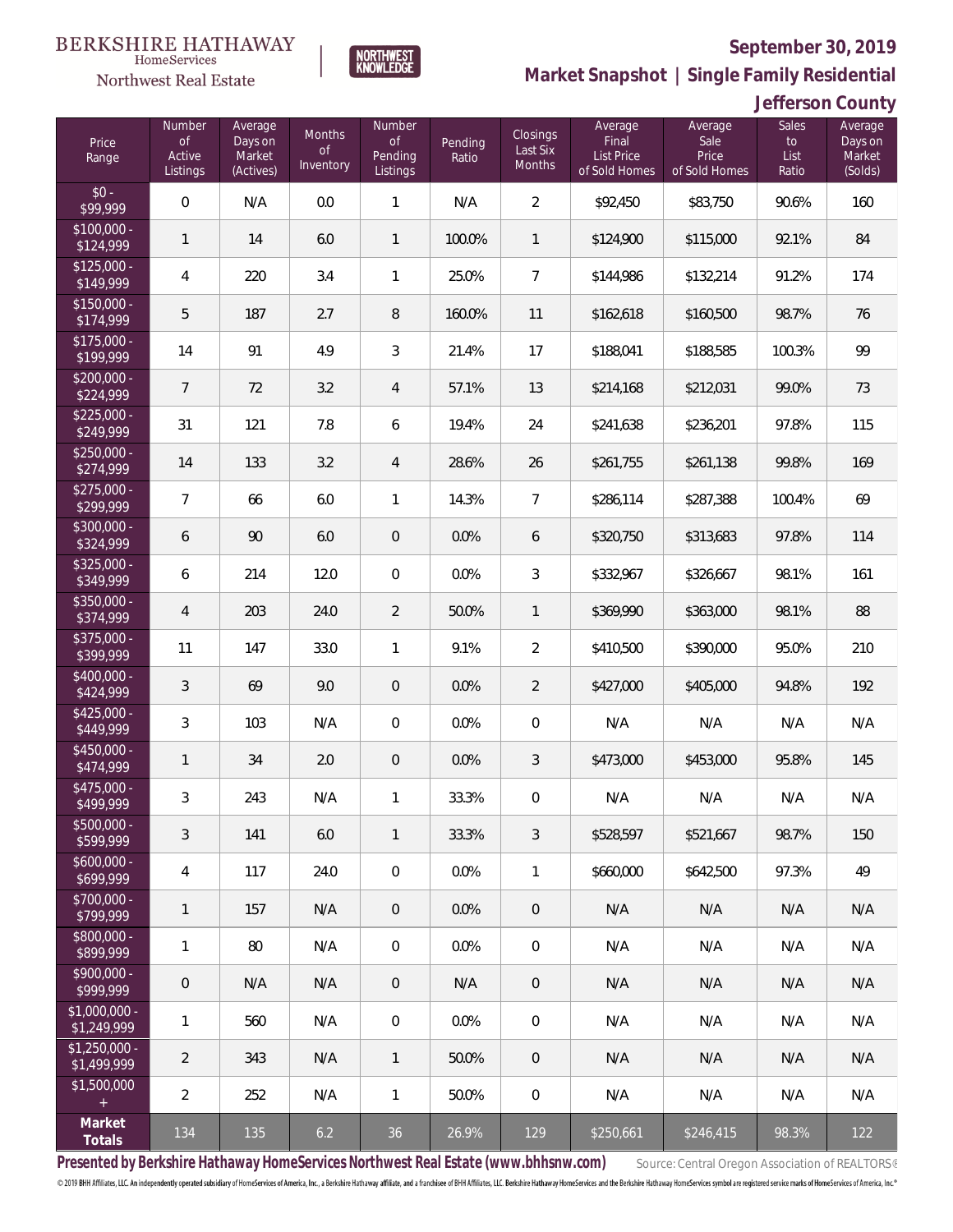BERKSHIRE HATHAWAY HomeServices Northwest Real Estate | NORTHWEST KNOWLEDGE

## September 30, 2019

## Market Snapshot | Single Family Residential

## Jefferson County

| Price Range | Number of Active Listings | Average Days on Market (Actives) | Months of Inventory | Number of Pending Listings | Pending Ratio | Closings Last Six Months | Average Final List Price of Sold Homes | Average Sale Price of Sold Homes | Sales to List Ratio | Average Days on Market (Solds) |
|---|---|---|---|---|---|---|---|---|---|---|
| $0 - $99,999 | 0 | N/A | 0.0 | 1 | N/A | 2 | $92,450 | $83,750 | 90.6% | 160 |
| $100,000 - $124,999 | 1 | 14 | 6.0 | 1 | 100.0% | 1 | $124,900 | $115,000 | 92.1% | 84 |
| $125,000 - $149,999 | 4 | 220 | 3.4 | 1 | 25.0% | 7 | $144,986 | $132,214 | 91.2% | 174 |
| $150,000 - $174,999 | 5 | 187 | 2.7 | 8 | 160.0% | 11 | $162,618 | $160,500 | 98.7% | 76 |
| $175,000 - $199,999 | 14 | 91 | 4.9 | 3 | 21.4% | 17 | $188,041 | $188,585 | 100.3% | 99 |
| $200,000 - $224,999 | 7 | 72 | 3.2 | 4 | 57.1% | 13 | $214,168 | $212,031 | 99.0% | 73 |
| $225,000 - $249,999 | 31 | 121 | 7.8 | 6 | 19.4% | 24 | $241,638 | $236,201 | 97.8% | 115 |
| $250,000 - $274,999 | 14 | 133 | 3.2 | 4 | 28.6% | 26 | $261,755 | $261,138 | 99.8% | 169 |
| $275,000 - $299,999 | 7 | 66 | 6.0 | 1 | 14.3% | 7 | $286,114 | $287,388 | 100.4% | 69 |
| $300,000 - $324,999 | 6 | 90 | 6.0 | 0 | 0.0% | 6 | $320,750 | $313,683 | 97.8% | 114 |
| $325,000 - $349,999 | 6 | 214 | 12.0 | 0 | 0.0% | 3 | $332,967 | $326,667 | 98.1% | 161 |
| $350,000 - $374,999 | 4 | 203 | 24.0 | 2 | 50.0% | 1 | $369,990 | $363,000 | 98.1% | 88 |
| $375,000 - $399,999 | 11 | 147 | 33.0 | 1 | 9.1% | 2 | $410,500 | $390,000 | 95.0% | 210 |
| $400,000 - $424,999 | 3 | 69 | 9.0 | 0 | 0.0% | 2 | $427,000 | $405,000 | 94.8% | 192 |
| $425,000 - $449,999 | 3 | 103 | N/A | 0 | 0.0% | 0 | N/A | N/A | N/A | N/A |
| $450,000 - $474,999 | 1 | 34 | 2.0 | 0 | 0.0% | 3 | $473,000 | $453,000 | 95.8% | 145 |
| $475,000 - $499,999 | 3 | 243 | N/A | 1 | 33.3% | 0 | N/A | N/A | N/A | N/A |
| $500,000 - $599,999 | 3 | 141 | 6.0 | 1 | 33.3% | 3 | $528,597 | $521,667 | 98.7% | 150 |
| $600,000 - $699,999 | 4 | 117 | 24.0 | 0 | 0.0% | 1 | $660,000 | $642,500 | 97.3% | 49 |
| $700,000 - $799,999 | 1 | 157 | N/A | 0 | 0.0% | 0 | N/A | N/A | N/A | N/A |
| $800,000 - $899,999 | 1 | 80 | N/A | 0 | 0.0% | 0 | N/A | N/A | N/A | N/A |
| $900,000 - $999,999 | 0 | N/A | N/A | 0 | N/A | 0 | N/A | N/A | N/A | N/A |
| $1,000,000 - $1,249,999 | 1 | 560 | N/A | 0 | 0.0% | 0 | N/A | N/A | N/A | N/A |
| $1,250,000 - $1,499,999 | 2 | 343 | N/A | 1 | 50.0% | 0 | N/A | N/A | N/A | N/A |
| $1,500,000 + | 2 | 252 | N/A | 1 | 50.0% | 0 | N/A | N/A | N/A | N/A |
| **Market Totals** | 134 | 135 | 6.2 | 36 | 26.9% | 129 | $250,661 | $246,415 | 98.3% | 122 |

**Presented by Berkshire Hathaway HomeServices Northwest Real Estate (www.bhhsnw.com)** Source: Central Oregon Association of REALTORS®

© 2019 BHH Affiliates, LLC. An independently operated subsidiary of HomeServices of America, Inc., a Berkshire Hathaway affiliate, and a franchisee of BHH Affiliates, LLC. Berkshire Hathaway HomeServices and the Berkshire Hathaway HomeServices symbol are registered service marks of HomeServices of America, Inc.®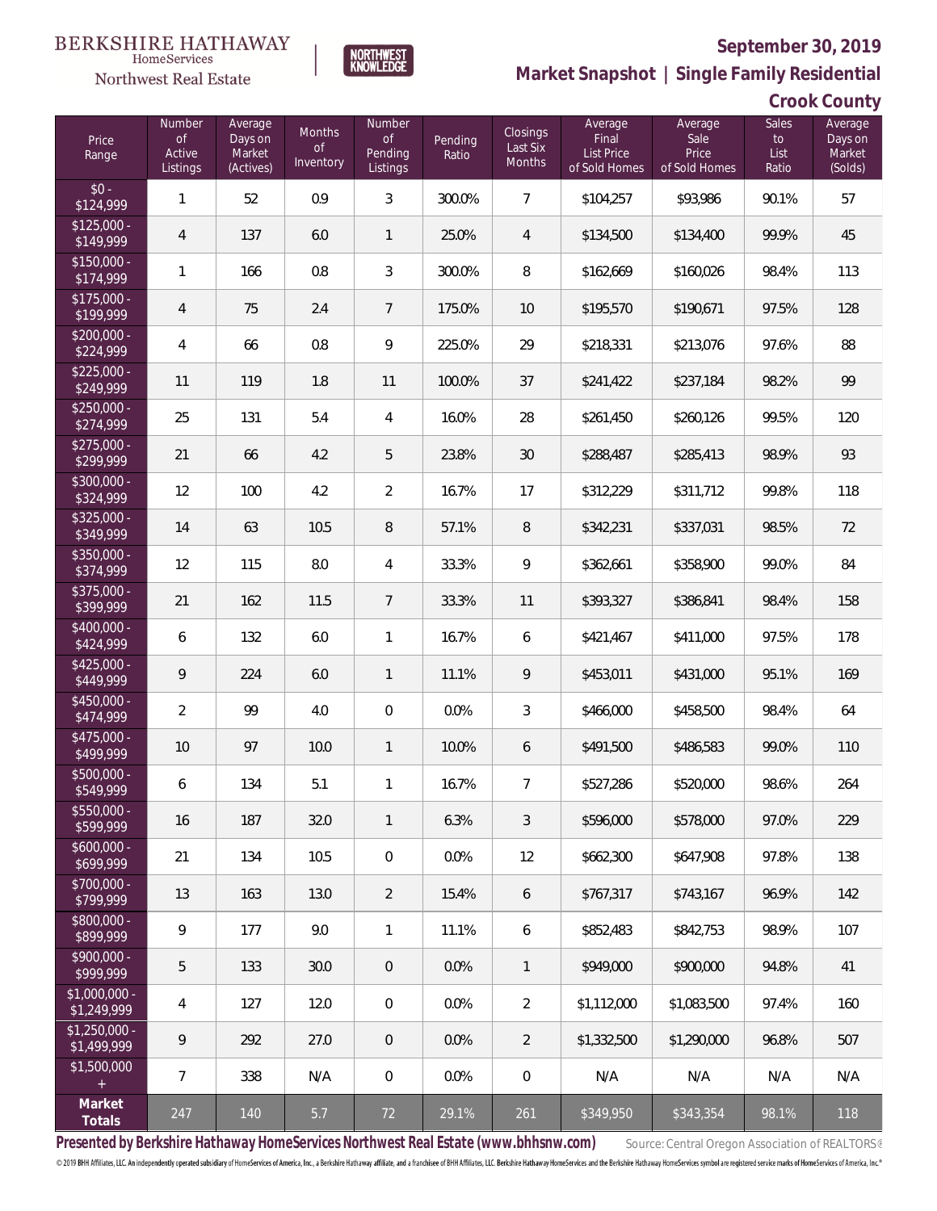BERKSHIRE HATHAWAY HomeServices Northwest Real Estate | NORTHWEST KNOWLEDGE

**September 30, 2019**

## Market Snapshot | Single Family Residential

### Crook County

| Price Range | Number of Active Listings | Average Days on Market (Actives) | Months of Inventory | Number of Pending Listings | Pending Ratio | Closings Last Six Months | Average Final List Price of Sold Homes | Average Sale Price of Sold Homes | Sales to List Ratio | Average Days on Market (Solds) |
|---|---|---|---|---|---|---|---|---|---|---|
| $0 - $124,999 | 1 | 52 | 0.9 | 3 | 300.0% | 7 | $104,257 | $93,986 | 90.1% | 57 |
| $125,000 - $149,999 | 4 | 137 | 6.0 | 1 | 25.0% | 4 | $134,500 | $134,400 | 99.9% | 45 |
| $150,000 - $174,999 | 1 | 166 | 0.8 | 3 | 300.0% | 8 | $162,669 | $160,026 | 98.4% | 113 |
| $175,000 - $199,999 | 4 | 75 | 2.4 | 7 | 175.0% | 10 | $195,570 | $190,671 | 97.5% | 128 |
| $200,000 - $224,999 | 4 | 66 | 0.8 | 9 | 225.0% | 29 | $218,331 | $213,076 | 97.6% | 88 |
| $225,000 - $249,999 | 11 | 119 | 1.8 | 11 | 100.0% | 37 | $241,422 | $237,184 | 98.2% | 99 |
| $250,000 - $274,999 | 25 | 131 | 5.4 | 4 | 16.0% | 28 | $261,450 | $260,126 | 99.5% | 120 |
| $275,000 - $299,999 | 21 | 66 | 4.2 | 5 | 23.8% | 30 | $288,487 | $285,413 | 98.9% | 93 |
| $300,000 - $324,999 | 12 | 100 | 4.2 | 2 | 16.7% | 17 | $312,229 | $311,712 | 99.8% | 118 |
| $325,000 - $349,999 | 14 | 63 | 10.5 | 8 | 57.1% | 8 | $342,231 | $337,031 | 98.5% | 72 |
| $350,000 - $374,999 | 12 | 115 | 8.0 | 4 | 33.3% | 9 | $362,661 | $358,900 | 99.0% | 84 |
| $375,000 - $399,999 | 21 | 162 | 11.5 | 7 | 33.3% | 11 | $393,327 | $386,841 | 98.4% | 158 |
| $400,000 - $424,999 | 6 | 132 | 6.0 | 1 | 16.7% | 6 | $421,467 | $411,000 | 97.5% | 178 |
| $425,000 - $449,999 | 9 | 224 | 6.0 | 1 | 11.1% | 9 | $453,011 | $431,000 | 95.1% | 169 |
| $450,000 - $474,999 | 2 | 99 | 4.0 | 0 | 0.0% | 3 | $466,000 | $458,500 | 98.4% | 64 |
| $475,000 - $499,999 | 10 | 97 | 10.0 | 1 | 10.0% | 6 | $491,500 | $486,583 | 99.0% | 110 |
| $500,000 - $549,999 | 6 | 134 | 5.1 | 1 | 16.7% | 7 | $527,286 | $520,000 | 98.6% | 264 |
| $550,000 - $599,999 | 16 | 187 | 32.0 | 1 | 6.3% | 3 | $596,000 | $578,000 | 97.0% | 229 |
| $600,000 - $699,999 | 21 | 134 | 10.5 | 0 | 0.0% | 12 | $662,300 | $647,908 | 97.8% | 138 |
| $700,000 - $799,999 | 13 | 163 | 13.0 | 2 | 15.4% | 6 | $767,317 | $743,167 | 96.9% | 142 |
| $800,000 - $899,999 | 9 | 177 | 9.0 | 1 | 11.1% | 6 | $852,483 | $842,753 | 98.9% | 107 |
| $900,000 - $999,999 | 5 | 133 | 30.0 | 0 | 0.0% | 1 | $949,000 | $900,000 | 94.8% | 41 |
| $1,000,000 - $1,249,999 | 4 | 127 | 12.0 | 0 | 0.0% | 2 | $1,112,000 | $1,083,500 | 97.4% | 160 |
| $1,250,000 - $1,499,999 | 9 | 292 | 27.0 | 0 | 0.0% | 2 | $1,332,500 | $1,290,000 | 96.8% | 507 |
| $1,500,000 + | 7 | 338 | N/A | 0 | 0.0% | 0 | N/A | N/A | N/A | N/A |
| **Market Totals** | 247 | 140 | 5.7 | 72 | 29.1% | 261 | $349,950 | $343,354 | 98.1% | 118 |

**Presented by Berkshire Hathaway HomeServices Northwest Real Estate (www.bhhsnw.com)** Source: Central Oregon Association of REALTORS®

© 2019 BHH Affiliates, LLC. An independently operated subsidiary of HomeServices of America, Inc., a Berkshire Hathaway affiliate, and a franchisee of BHH Affiliates, LLC. Berkshire Hathaway HomeServices and the Berkshire Hathaway HomeServices symbol are registered service marks of HomeServices of America, Inc.®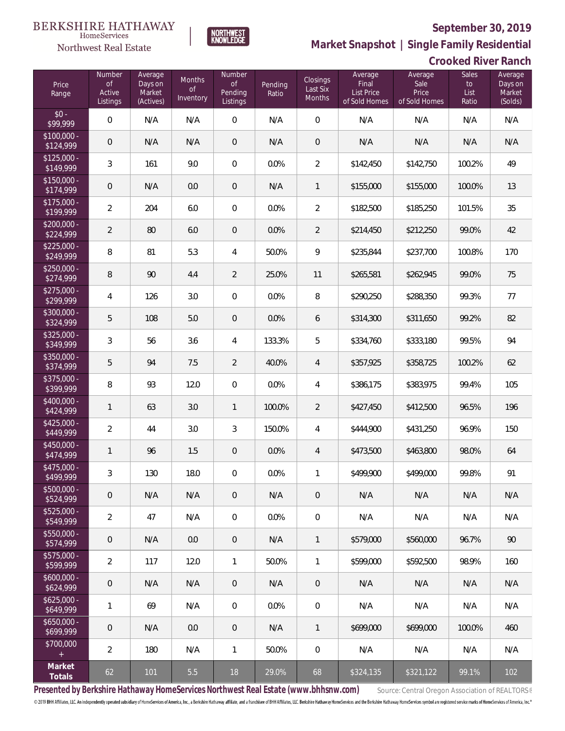BERKSHIRE HATHAWAY HomeServices Northwest Real Estate

NORTHWEST KNOWLEDGE

# September 30, 2019

## Market Snapshot | Single Family Residential

## Crooked River Ranch

| Price Range | Number of Active Listings | Average Days on Market (Actives) | Months of Inventory | Number of Pending Listings | Pending Ratio | Closings Last Six Months | Average Final List Price of Sold Homes | Average Sale Price of Sold Homes | Sales to List Ratio | Average Days on Market (Solds) |
|---|---|---|---|---|---|---|---|---|---|---|
| $0 - $99,999 | 0 | N/A | N/A | 0 | N/A | 0 | N/A | N/A | N/A | N/A |
| $100,000 - $124,999 | 0 | N/A | N/A | 0 | N/A | 0 | N/A | N/A | N/A | N/A |
| $125,000 - $149,999 | 3 | 161 | 9.0 | 0 | 0.0% | 2 | $142,450 | $142,750 | 100.2% | 49 |
| $150,000 - $174,999 | 0 | N/A | 0.0 | 0 | N/A | 1 | $155,000 | $155,000 | 100.0% | 13 |
| $175,000 - $199,999 | 2 | 204 | 6.0 | 0 | 0.0% | 2 | $182,500 | $185,250 | 101.5% | 35 |
| $200,000 - $224,999 | 2 | 80 | 6.0 | 0 | 0.0% | 2 | $214,450 | $212,250 | 99.0% | 42 |
| $225,000 - $249,999 | 8 | 81 | 5.3 | 4 | 50.0% | 9 | $235,844 | $237,700 | 100.8% | 170 |
| $250,000 - $274,999 | 8 | 90 | 4.4 | 2 | 25.0% | 11 | $265,581 | $262,945 | 99.0% | 75 |
| $275,000 - $299,999 | 4 | 126 | 3.0 | 0 | 0.0% | 8 | $290,250 | $288,350 | 99.3% | 77 |
| $300,000 - $324,999 | 5 | 108 | 5.0 | 0 | 0.0% | 6 | $314,300 | $311,650 | 99.2% | 82 |
| $325,000 - $349,999 | 3 | 56 | 3.6 | 4 | 133.3% | 5 | $334,760 | $333,180 | 99.5% | 94 |
| $350,000 - $374,999 | 5 | 94 | 7.5 | 2 | 40.0% | 4 | $357,925 | $358,725 | 100.2% | 62 |
| $375,000 - $399,999 | 8 | 93 | 12.0 | 0 | 0.0% | 4 | $386,175 | $383,975 | 99.4% | 105 |
| $400,000 - $424,999 | 1 | 63 | 3.0 | 1 | 100.0% | 2 | $427,450 | $412,500 | 96.5% | 196 |
| $425,000 - $449,999 | 2 | 44 | 3.0 | 3 | 150.0% | 4 | $444,900 | $431,250 | 96.9% | 150 |
| $450,000 - $474,999 | 1 | 96 | 1.5 | 0 | 0.0% | 4 | $473,500 | $463,800 | 98.0% | 64 |
| $475,000 - $499,999 | 3 | 130 | 18.0 | 0 | 0.0% | 1 | $499,900 | $499,000 | 99.8% | 91 |
| $500,000 - $524,999 | 0 | N/A | N/A | 0 | N/A | 0 | N/A | N/A | N/A | N/A |
| $525,000 - $549,999 | 2 | 47 | N/A | 0 | 0.0% | 0 | N/A | N/A | N/A | N/A |
| $550,000 - $574,999 | 0 | N/A | 0.0 | 0 | N/A | 1 | $579,000 | $560,000 | 96.7% | 90 |
| $575,000 - $599,999 | 2 | 117 | 12.0 | 1 | 50.0% | 1 | $599,000 | $592,500 | 98.9% | 160 |
| $600,000 - $624,999 | 0 | N/A | N/A | 0 | N/A | 0 | N/A | N/A | N/A | N/A |
| $625,000 - $649,999 | 1 | 69 | N/A | 0 | 0.0% | 0 | N/A | N/A | N/A | N/A |
| $650,000 - $699,999 | 0 | N/A | 0.0 | 0 | N/A | 1 | $699,000 | $699,000 | 100.0% | 460 |
| $700,000 + | 2 | 180 | N/A | 1 | 50.0% | 0 | N/A | N/A | N/A | N/A |
| **Market Totals** | 62 | 101 | 5.5 | 18 | 29.0% | 68 | $324,135 | $321,122 | 99.1% | 102 |

**Presented by Berkshire Hathaway HomeServices Northwest Real Estate (www.bhhsnw.com)** Source: Central Oregon Association of REALTORS®

© 2019 BHH Affiliates, LLC. An independently operated subsidiary of HomeServices of America, Inc., a Berkshire Hathaway affiliate, and a franchisee of BHH Affiliates, LLC. Berkshire Hathaway HomeServices and the Berkshire Hathaway HomeServices symbol are registered service marks of HomeServices of America, Inc.®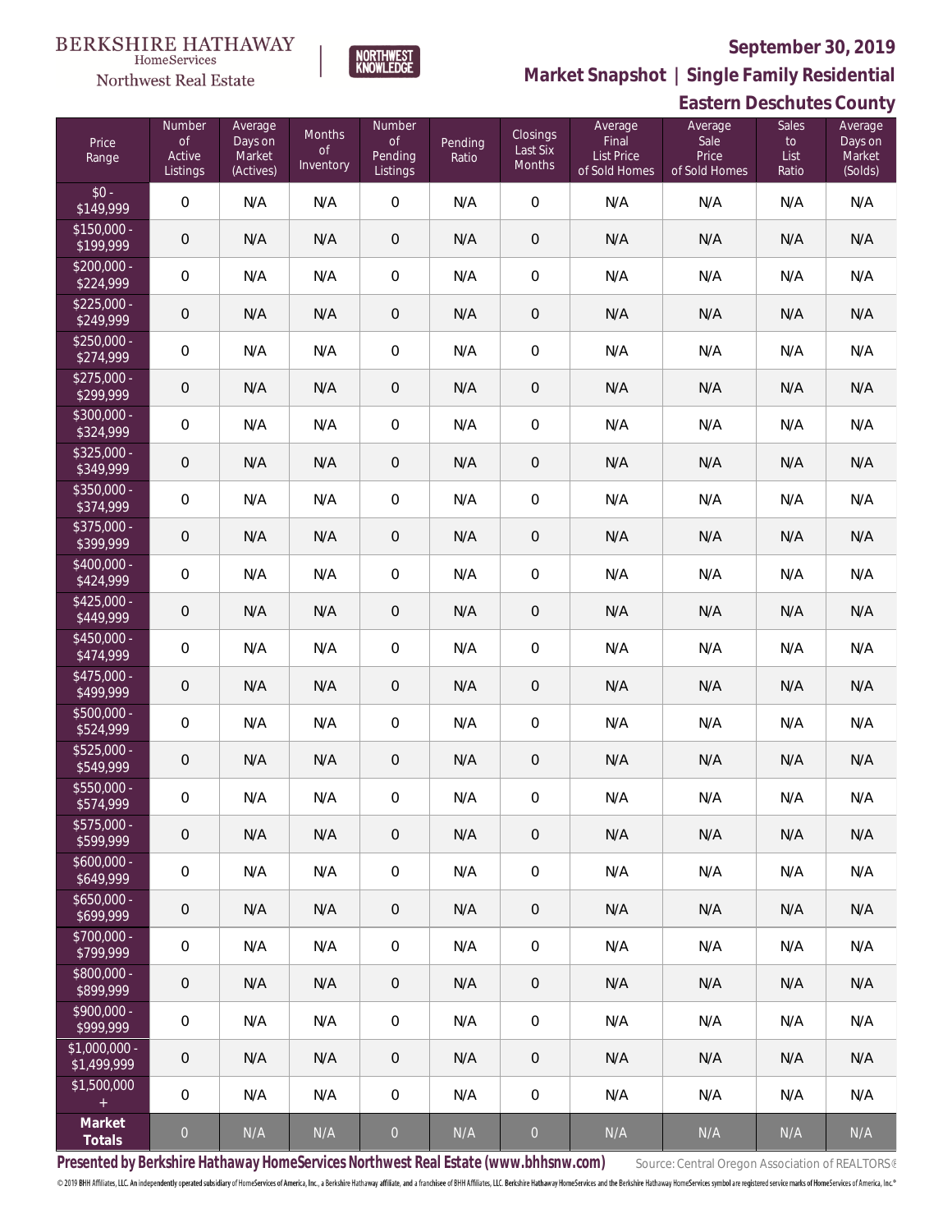BERKSHIRE HATHAWAY HomeServices Northwest Real Estate | NORTHWEST KNOWLEDGE

# September 30, 2019

## Market Snapshot | Single Family Residential

## Eastern Deschutes County

| Price Range | Number of Active Listings | Average Days on Market (Actives) | Months of Inventory | Number of Pending Listings | Pending Ratio | Closings Last Six Months | Average Final List Price of Sold Homes | Average Sale Price of Sold Homes | Sales to List Ratio | Average Days on Market (Solds) |
|---|---|---|---|---|---|---|---|---|---|---|
| $0 - $149,999 | 0 | N/A | N/A | 0 | N/A | 0 | N/A | N/A | N/A | N/A |
| $150,000 - $199,999 | 0 | N/A | N/A | 0 | N/A | 0 | N/A | N/A | N/A | N/A |
| $200,000 - $224,999 | 0 | N/A | N/A | 0 | N/A | 0 | N/A | N/A | N/A | N/A |
| $225,000 - $249,999 | 0 | N/A | N/A | 0 | N/A | 0 | N/A | N/A | N/A | N/A |
| $250,000 - $274,999 | 0 | N/A | N/A | 0 | N/A | 0 | N/A | N/A | N/A | N/A |
| $275,000 - $299,999 | 0 | N/A | N/A | 0 | N/A | 0 | N/A | N/A | N/A | N/A |
| $300,000 - $324,999 | 0 | N/A | N/A | 0 | N/A | 0 | N/A | N/A | N/A | N/A |
| $325,000 - $349,999 | 0 | N/A | N/A | 0 | N/A | 0 | N/A | N/A | N/A | N/A |
| $350,000 - $374,999 | 0 | N/A | N/A | 0 | N/A | 0 | N/A | N/A | N/A | N/A |
| $375,000 - $399,999 | 0 | N/A | N/A | 0 | N/A | 0 | N/A | N/A | N/A | N/A |
| $400,000 - $424,999 | 0 | N/A | N/A | 0 | N/A | 0 | N/A | N/A | N/A | N/A |
| $425,000 - $449,999 | 0 | N/A | N/A | 0 | N/A | 0 | N/A | N/A | N/A | N/A |
| $450,000 - $474,999 | 0 | N/A | N/A | 0 | N/A | 0 | N/A | N/A | N/A | N/A |
| $475,000 - $499,999 | 0 | N/A | N/A | 0 | N/A | 0 | N/A | N/A | N/A | N/A |
| $500,000 - $524,999 | 0 | N/A | N/A | 0 | N/A | 0 | N/A | N/A | N/A | N/A |
| $525,000 - $549,999 | 0 | N/A | N/A | 0 | N/A | 0 | N/A | N/A | N/A | N/A |
| $550,000 - $574,999 | 0 | N/A | N/A | 0 | N/A | 0 | N/A | N/A | N/A | N/A |
| $575,000 - $599,999 | 0 | N/A | N/A | 0 | N/A | 0 | N/A | N/A | N/A | N/A |
| $600,000 - $649,999 | 0 | N/A | N/A | 0 | N/A | 0 | N/A | N/A | N/A | N/A |
| $650,000 - $699,999 | 0 | N/A | N/A | 0 | N/A | 0 | N/A | N/A | N/A | N/A |
| $700,000 - $799,999 | 0 | N/A | N/A | 0 | N/A | 0 | N/A | N/A | N/A | N/A |
| $800,000 - $899,999 | 0 | N/A | N/A | 0 | N/A | 0 | N/A | N/A | N/A | N/A |
| $900,000 - $999,999 | 0 | N/A | N/A | 0 | N/A | 0 | N/A | N/A | N/A | N/A |
| $1,000,000 - $1,499,999 | 0 | N/A | N/A | 0 | N/A | 0 | N/A | N/A | N/A | N/A |
| $1,500,000 + | 0 | N/A | N/A | 0 | N/A | 0 | N/A | N/A | N/A | N/A |
| **Market Totals** | 0 | N/A | N/A | 0 | N/A | 0 | N/A | N/A | N/A | N/A |

**Presented by Berkshire Hathaway HomeServices Northwest Real Estate (www.bhhsnw.com)** Source: Central Oregon Association of REALTORS®

© 2019 BHH Affiliates, LLC. An independently operated subsidiary of HomeServices of America, Inc., a Berkshire Hathaway affiliate, and a franchisee of BHH Affiliates, LLC. Berkshire Hathaway HomeServices and the Berkshire Hathaway HomeServices symbol are registered service marks of HomeServices of America, Inc.®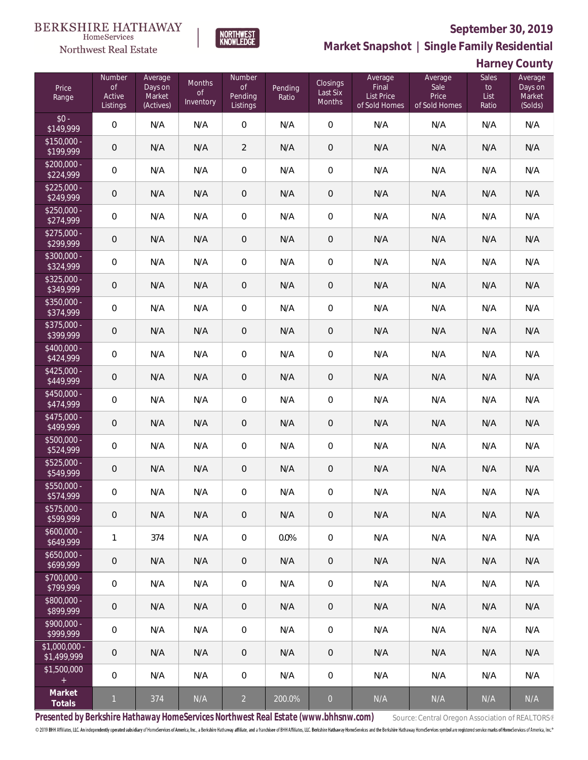BERKSHIRE HATHAWAY HomeServices Northwest Real Estate

NORTHWEST KNOWLEDGE

**September 30, 2019**

**Market Snapshot | Single Family Residential**

**Harney County**

| Price Range | Number of Active Listings | Average Days on Market (Actives) | Months of Inventory | Number of Pending Listings | Pending Ratio | Closings Last Six Months | Average Final List Price of Sold Homes | Average Sale Price of Sold Homes | Sales to List Ratio | Average Days on Market (Solds) |
|---|---|---|---|---|---|---|---|---|---|---|
| $0 - $149,999 | 0 | N/A | N/A | 0 | N/A | 0 | N/A | N/A | N/A | N/A |
| $150,000 - $199,999 | 0 | N/A | N/A | 2 | N/A | 0 | N/A | N/A | N/A | N/A |
| $200,000 - $224,999 | 0 | N/A | N/A | 0 | N/A | 0 | N/A | N/A | N/A | N/A |
| $225,000 - $249,999 | 0 | N/A | N/A | 0 | N/A | 0 | N/A | N/A | N/A | N/A |
| $250,000 - $274,999 | 0 | N/A | N/A | 0 | N/A | 0 | N/A | N/A | N/A | N/A |
| $275,000 - $299,999 | 0 | N/A | N/A | 0 | N/A | 0 | N/A | N/A | N/A | N/A |
| $300,000 - $324,999 | 0 | N/A | N/A | 0 | N/A | 0 | N/A | N/A | N/A | N/A |
| $325,000 - $349,999 | 0 | N/A | N/A | 0 | N/A | 0 | N/A | N/A | N/A | N/A |
| $350,000 - $374,999 | 0 | N/A | N/A | 0 | N/A | 0 | N/A | N/A | N/A | N/A |
| $375,000 - $399,999 | 0 | N/A | N/A | 0 | N/A | 0 | N/A | N/A | N/A | N/A |
| $400,000 - $424,999 | 0 | N/A | N/A | 0 | N/A | 0 | N/A | N/A | N/A | N/A |
| $425,000 - $449,999 | 0 | N/A | N/A | 0 | N/A | 0 | N/A | N/A | N/A | N/A |
| $450,000 - $474,999 | 0 | N/A | N/A | 0 | N/A | 0 | N/A | N/A | N/A | N/A |
| $475,000 - $499,999 | 0 | N/A | N/A | 0 | N/A | 0 | N/A | N/A | N/A | N/A |
| $500,000 - $524,999 | 0 | N/A | N/A | 0 | N/A | 0 | N/A | N/A | N/A | N/A |
| $525,000 - $549,999 | 0 | N/A | N/A | 0 | N/A | 0 | N/A | N/A | N/A | N/A |
| $550,000 - $574,999 | 0 | N/A | N/A | 0 | N/A | 0 | N/A | N/A | N/A | N/A |
| $575,000 - $599,999 | 0 | N/A | N/A | 0 | N/A | 0 | N/A | N/A | N/A | N/A |
| $600,000 - $649,999 | 1 | 374 | N/A | 0 | 0.0% | 0 | N/A | N/A | N/A | N/A |
| $650,000 - $699,999 | 0 | N/A | N/A | 0 | N/A | 0 | N/A | N/A | N/A | N/A |
| $700,000 - $799,999 | 0 | N/A | N/A | 0 | N/A | 0 | N/A | N/A | N/A | N/A |
| $800,000 - $899,999 | 0 | N/A | N/A | 0 | N/A | 0 | N/A | N/A | N/A | N/A |
| $900,000 - $999,999 | 0 | N/A | N/A | 0 | N/A | 0 | N/A | N/A | N/A | N/A |
| $1,000,000 - $1,499,999 | 0 | N/A | N/A | 0 | N/A | 0 | N/A | N/A | N/A | N/A |
| $1,500,000 + | 0 | N/A | N/A | 0 | N/A | 0 | N/A | N/A | N/A | N/A |
| **Market Totals** | 1 | 374 | N/A | 2 | 200.0% | 0 | N/A | N/A | N/A | N/A |

**Presented by Berkshire Hathaway HomeServices Northwest Real Estate (www.bhhsnw.com)**

Source: Central Oregon Association of REALTORS®

© 2019 BHH Affiliates, LLC. An independently operated subsidiary of HomeServices of America, Inc., a Berkshire Hathaway affiliate, and a franchisee of BHH Affiliates, LLC. Berkshire Hathaway HomeServices and the Berkshire Hathaway HomeServices symbol are registered service marks of HomeServices of America, Inc.®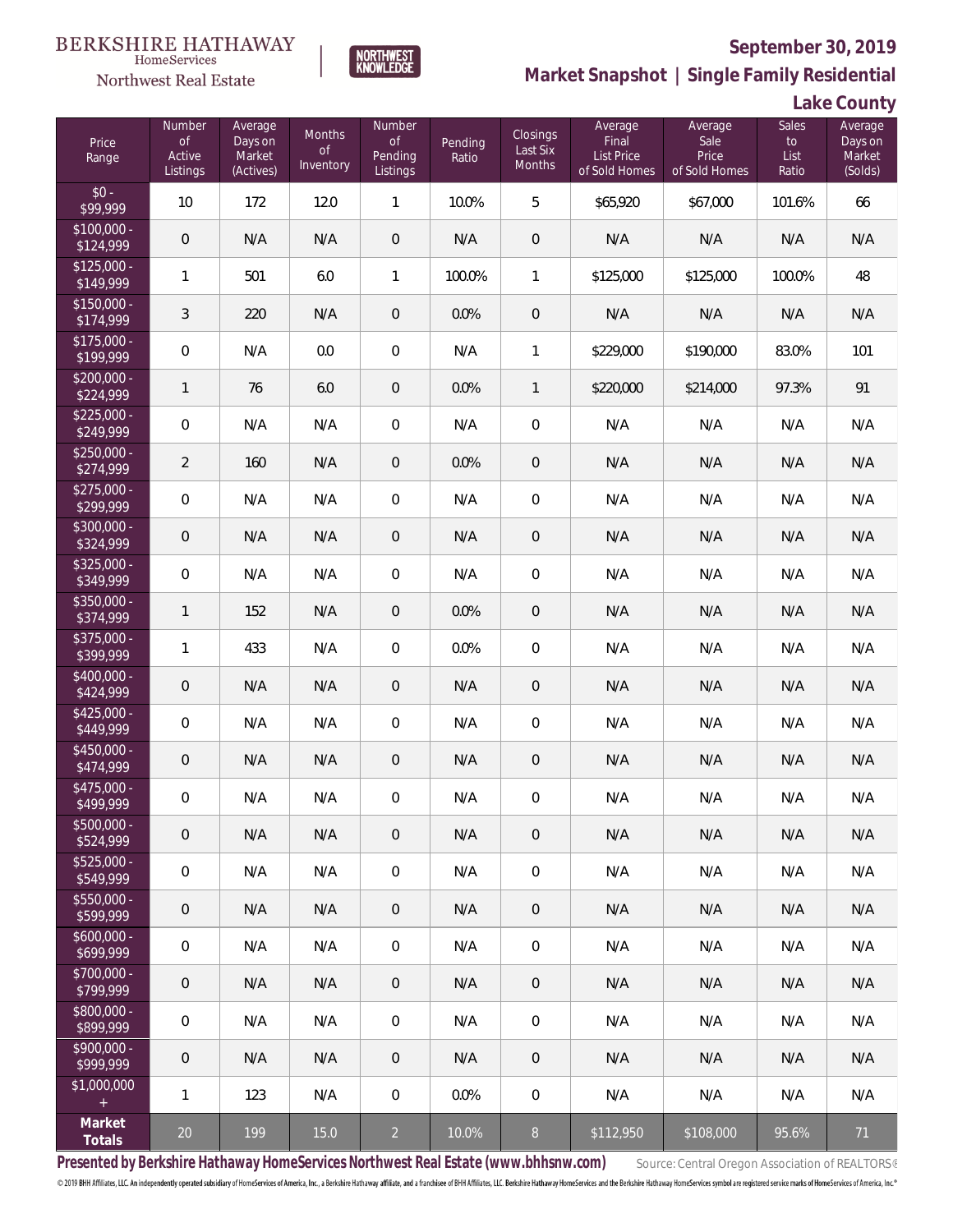BERKSHIRE HATHAWAY HomeServices Northwest Real Estate

NORTHWEST KNOWLEDGE

## September 30, 2019

## Market Snapshot | Single Family Residential

## Lake County

| Price Range | Number of Active Listings | Average Days on Market (Actives) | Months of Inventory | Number of Pending Listings | Pending Ratio | Closings Last Six Months | Average Final List Price of Sold Homes | Average Sale Price of Sold Homes | Sales to List Ratio | Average Days on Market (Solds) |
|---|---|---|---|---|---|---|---|---|---|---|
| $0 - $99,999 | 10 | 172 | 12.0 | 1 | 10.0% | 5 | $65,920 | $67,000 | 101.6% | 66 |
| $100,000 - $124,999 | 0 | N/A | N/A | 0 | N/A | 0 | N/A | N/A | N/A | N/A |
| $125,000 - $149,999 | 1 | 501 | 6.0 | 1 | 100.0% | 1 | $125,000 | $125,000 | 100.0% | 48 |
| $150,000 - $174,999 | 3 | 220 | N/A | 0 | 0.0% | 0 | N/A | N/A | N/A | N/A |
| $175,000 - $199,999 | 0 | N/A | 0.0 | 0 | N/A | 1 | $229,000 | $190,000 | 83.0% | 101 |
| $200,000 - $224,999 | 1 | 76 | 6.0 | 0 | 0.0% | 1 | $220,000 | $214,000 | 97.3% | 91 |
| $225,000 - $249,999 | 0 | N/A | N/A | 0 | N/A | 0 | N/A | N/A | N/A | N/A |
| $250,000 - $274,999 | 2 | 160 | N/A | 0 | 0.0% | 0 | N/A | N/A | N/A | N/A |
| $275,000 - $299,999 | 0 | N/A | N/A | 0 | N/A | 0 | N/A | N/A | N/A | N/A |
| $300,000 - $324,999 | 0 | N/A | N/A | 0 | N/A | 0 | N/A | N/A | N/A | N/A |
| $325,000 - $349,999 | 0 | N/A | N/A | 0 | N/A | 0 | N/A | N/A | N/A | N/A |
| $350,000 - $374,999 | 1 | 152 | N/A | 0 | 0.0% | 0 | N/A | N/A | N/A | N/A |
| $375,000 - $399,999 | 1 | 433 | N/A | 0 | 0.0% | 0 | N/A | N/A | N/A | N/A |
| $400,000 - $424,999 | 0 | N/A | N/A | 0 | N/A | 0 | N/A | N/A | N/A | N/A |
| $425,000 - $449,999 | 0 | N/A | N/A | 0 | N/A | 0 | N/A | N/A | N/A | N/A |
| $450,000 - $474,999 | 0 | N/A | N/A | 0 | N/A | 0 | N/A | N/A | N/A | N/A |
| $475,000 - $499,999 | 0 | N/A | N/A | 0 | N/A | 0 | N/A | N/A | N/A | N/A |
| $500,000 - $524,999 | 0 | N/A | N/A | 0 | N/A | 0 | N/A | N/A | N/A | N/A |
| $525,000 - $549,999 | 0 | N/A | N/A | 0 | N/A | 0 | N/A | N/A | N/A | N/A |
| $550,000 - $599,999 | 0 | N/A | N/A | 0 | N/A | 0 | N/A | N/A | N/A | N/A |
| $600,000 - $699,999 | 0 | N/A | N/A | 0 | N/A | 0 | N/A | N/A | N/A | N/A |
| $700,000 - $799,999 | 0 | N/A | N/A | 0 | N/A | 0 | N/A | N/A | N/A | N/A |
| $800,000 - $899,999 | 0 | N/A | N/A | 0 | N/A | 0 | N/A | N/A | N/A | N/A |
| $900,000 - $999,999 | 0 | N/A | N/A | 0 | N/A | 0 | N/A | N/A | N/A | N/A |
| $1,000,000 + | 1 | 123 | N/A | 0 | 0.0% | 0 | N/A | N/A | N/A | N/A |
| **Market Totals** | 20 | 199 | 15.0 | 2 | 10.0% | 8 | $112,950 | $108,000 | 95.6% | 71 |

**Presented by Berkshire Hathaway HomeServices Northwest Real Estate (www.bhhsnw.com)** Source: Central Oregon Association of REALTORS®

© 2019 BHH Affiliates, LLC. An independently operated subsidiary of HomeServices of America, Inc., a Berkshire Hathaway affiliate, and a franchisee of BHH Affiliates, LLC. Berkshire Hathaway HomeServices and the Berkshire Hathaway HomeServices symbol are registered service marks of HomeServices of America, Inc.®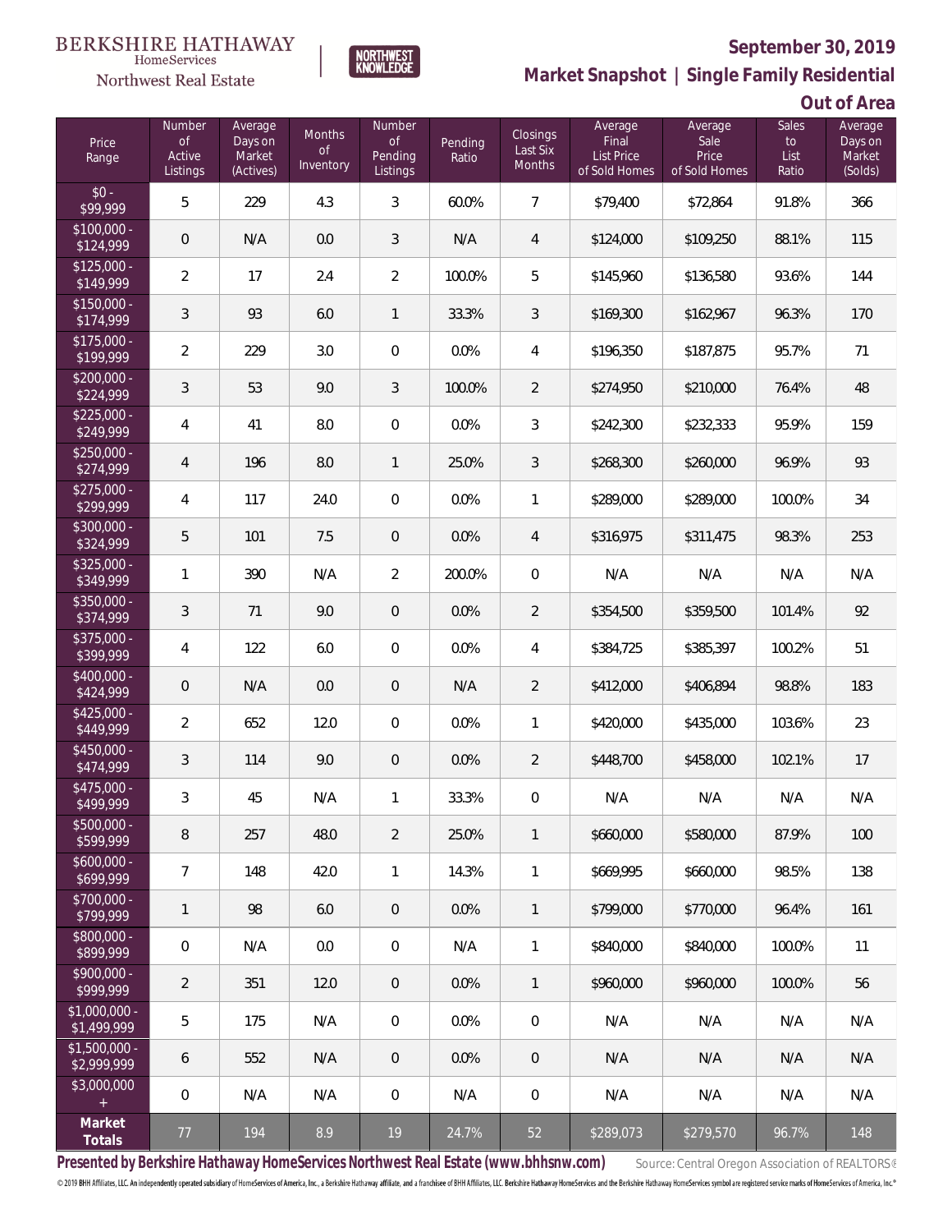BERKSHIRE HATHAWAY HomeServices Northwest Real Estate

NORTHWEST KNOWLEDGE

**September 30, 2019**

## Market Snapshot | Single Family Residential

### Out of Area

| Price Range | Number of Active Listings | Average Days on Market (Actives) | Months of Inventory | Number of Pending Listings | Pending Ratio | Closings Last Six Months | Average Final List Price of Sold Homes | Average Sale Price of Sold Homes | Sales to List Ratio | Average Days on Market (Solds) |
|---|---|---|---|---|---|---|---|---|---|---|
| $0 - $99,999 | 5 | 229 | 4.3 | 3 | 60.0% | 7 | $79,400 | $72,864 | 91.8% | 366 |
| $100,000 - $124,999 | 0 | N/A | 0.0 | 3 | N/A | 4 | $124,000 | $109,250 | 88.1% | 115 |
| $125,000 - $149,999 | 2 | 17 | 2.4 | 2 | 100.0% | 5 | $145,960 | $136,580 | 93.6% | 144 |
| $150,000 - $174,999 | 3 | 93 | 6.0 | 1 | 33.3% | 3 | $169,300 | $162,967 | 96.3% | 170 |
| $175,000 - $199,999 | 2 | 229 | 3.0 | 0 | 0.0% | 4 | $196,350 | $187,875 | 95.7% | 71 |
| $200,000 - $224,999 | 3 | 53 | 9.0 | 3 | 100.0% | 2 | $274,950 | $210,000 | 76.4% | 48 |
| $225,000 - $249,999 | 4 | 41 | 8.0 | 0 | 0.0% | 3 | $242,300 | $232,333 | 95.9% | 159 |
| $250,000 - $274,999 | 4 | 196 | 8.0 | 1 | 25.0% | 3 | $268,300 | $260,000 | 96.9% | 93 |
| $275,000 - $299,999 | 4 | 117 | 24.0 | 0 | 0.0% | 1 | $289,000 | $289,000 | 100.0% | 34 |
| $300,000 - $324,999 | 5 | 101 | 7.5 | 0 | 0.0% | 4 | $316,975 | $311,475 | 98.3% | 253 |
| $325,000 - $349,999 | 1 | 390 | N/A | 2 | 200.0% | 0 | N/A | N/A | N/A | N/A |
| $350,000 - $374,999 | 3 | 71 | 9.0 | 0 | 0.0% | 2 | $354,500 | $359,500 | 101.4% | 92 |
| $375,000 - $399,999 | 4 | 122 | 6.0 | 0 | 0.0% | 4 | $384,725 | $385,397 | 100.2% | 51 |
| $400,000 - $424,999 | 0 | N/A | 0.0 | 0 | N/A | 2 | $412,000 | $406,894 | 98.8% | 183 |
| $425,000 - $449,999 | 2 | 652 | 12.0 | 0 | 0.0% | 1 | $420,000 | $435,000 | 103.6% | 23 |
| $450,000 - $474,999 | 3 | 114 | 9.0 | 0 | 0.0% | 2 | $448,700 | $458,000 | 102.1% | 17 |
| $475,000 - $499,999 | 3 | 45 | N/A | 1 | 33.3% | 0 | N/A | N/A | N/A | N/A |
| $500,000 - $599,999 | 8 | 257 | 48.0 | 2 | 25.0% | 1 | $660,000 | $580,000 | 87.9% | 100 |
| $600,000 - $699,999 | 7 | 148 | 42.0 | 1 | 14.3% | 1 | $669,995 | $660,000 | 98.5% | 138 |
| $700,000 - $799,999 | 1 | 98 | 6.0 | 0 | 0.0% | 1 | $799,000 | $770,000 | 96.4% | 161 |
| $800,000 - $899,999 | 0 | N/A | 0.0 | 0 | N/A | 1 | $840,000 | $840,000 | 100.0% | 11 |
| $900,000 - $999,999 | 2 | 351 | 12.0 | 0 | 0.0% | 1 | $960,000 | $960,000 | 100.0% | 56 |
| $1,000,000 - $1,499,999 | 5 | 175 | N/A | 0 | 0.0% | 0 | N/A | N/A | N/A | N/A |
| $1,500,000 - $2,999,999 | 6 | 552 | N/A | 0 | 0.0% | 0 | N/A | N/A | N/A | N/A |
| $3,000,000 + | 0 | N/A | N/A | 0 | N/A | 0 | N/A | N/A | N/A | N/A |
| **Market Totals** | 77 | 194 | 8.9 | 19 | 24.7% | 52 | $289,073 | $279,570 | 96.7% | 148 |

**Presented by Berkshire Hathaway HomeServices Northwest Real Estate (www.bhhsnw.com)** Source: Central Oregon Association of REALTORS®

© 2019 BHH Affiliates, LLC. An independently operated subsidiary of HomeServices of America, Inc., a Berkshire Hathaway affiliate, and a franchisee of BHH Affiliates, LLC. Berkshire Hathaway HomeServices and the Berkshire Hathaway HomeServices symbol are registered service marks of HomeServices of America, Inc.®